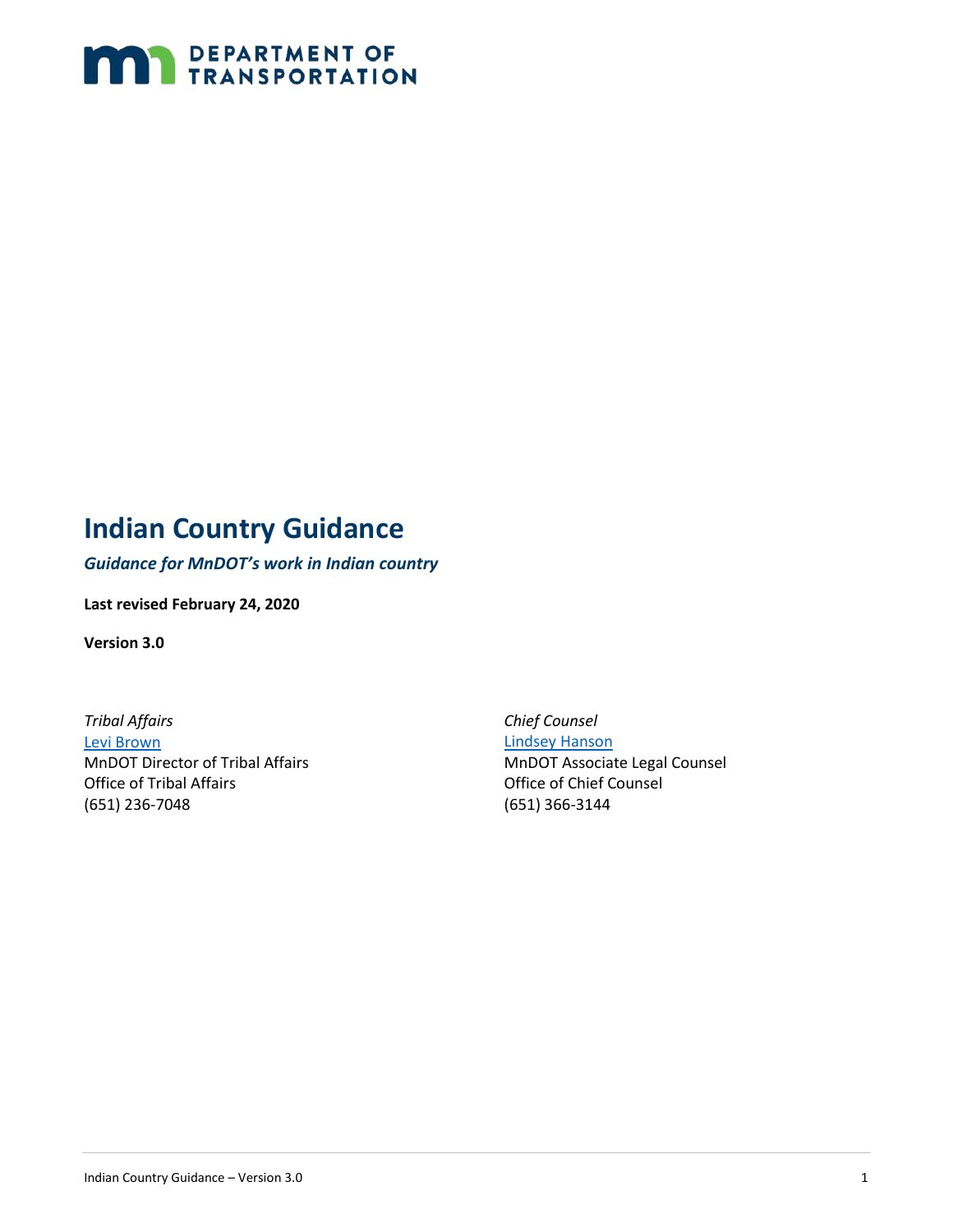DEPARTMENT OF TRANSPORTATION

# Indian Country Guidance

***Guidance for MnDOT's work in Indian country***

**Last revised February 24, 2020**

**Version 3.0**

*Tribal Affairs*
Levi Brown
MnDOT Director of Tribal Affairs
Office of Tribal Affairs
(651) 236-7048

*Chief Counsel*
Lindsey Hanson
MnDOT Associate Legal Counsel
Office of Chief Counsel
(651) 366-3144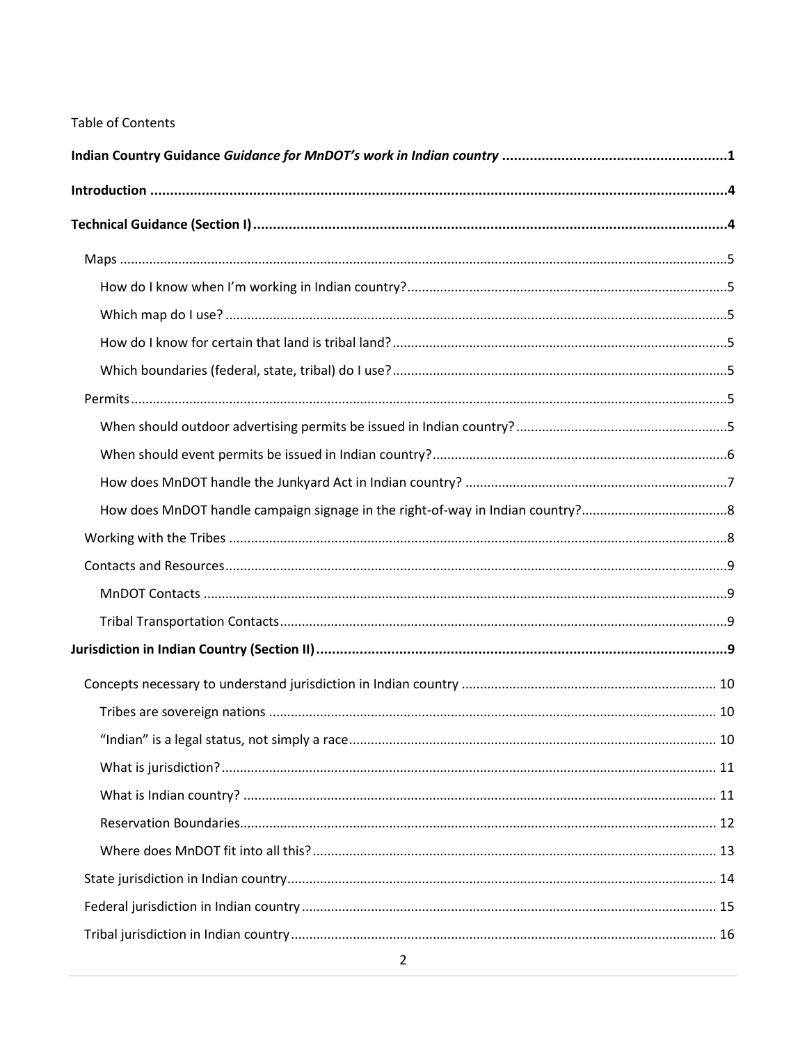Table of Contents

**Indian Country Guidance *Guidance for MnDOT's work in Indian country* .......................................................1**

**Introduction ..................................................................................................................................4**

**Technical Guidance (Section I).......................................................................................................4**

- Maps ....................................................................................................................................5
  - How do I know when I'm working in Indian country?.......................................................................5
  - Which map do I use? ........................................................................................................5
  - How do I know for certain that land is tribal land?..........................................................................5
  - Which boundaries (federal, state, tribal) do I use?..........................................................................5
- Permits.................................................................................................................................5
  - When should outdoor advertising permits be issued in Indian country?..........................................5
  - When should event permits be issued in Indian country?................................................................6
  - How does MnDOT handle the Junkyard Act in Indian country? ........................................................7
  - How does MnDOT handle campaign signage in the right-of-way in Indian country?........................8
- Working with the Tribes .......................................................................................................8
- Contacts and Resources........................................................................................................9
  - MnDOT Contacts ..............................................................................................................9
  - Tribal Transportation Contacts.........................................................................................9

**Jurisdiction in Indian Country (Section II).........................................................................................9**

- Concepts necessary to understand jurisdiction in Indian country ..................................................... 10
  - Tribes are sovereign nations ......................................................................................... 10
  - "Indian" is a legal status, not simply a race.................................................................... 10
  - What is jurisdiction?...................................................................................................... 11
  - What is Indian country? ................................................................................................ 11
  - Reservation Boundaries................................................................................................. 12
  - Where does MnDOT fit into all this?.............................................................................. 13
- State jurisdiction in Indian country..................................................................................... 14
- Federal jurisdiction in Indian country ................................................................................. 15
- Tribal jurisdiction in Indian country.................................................................................... 16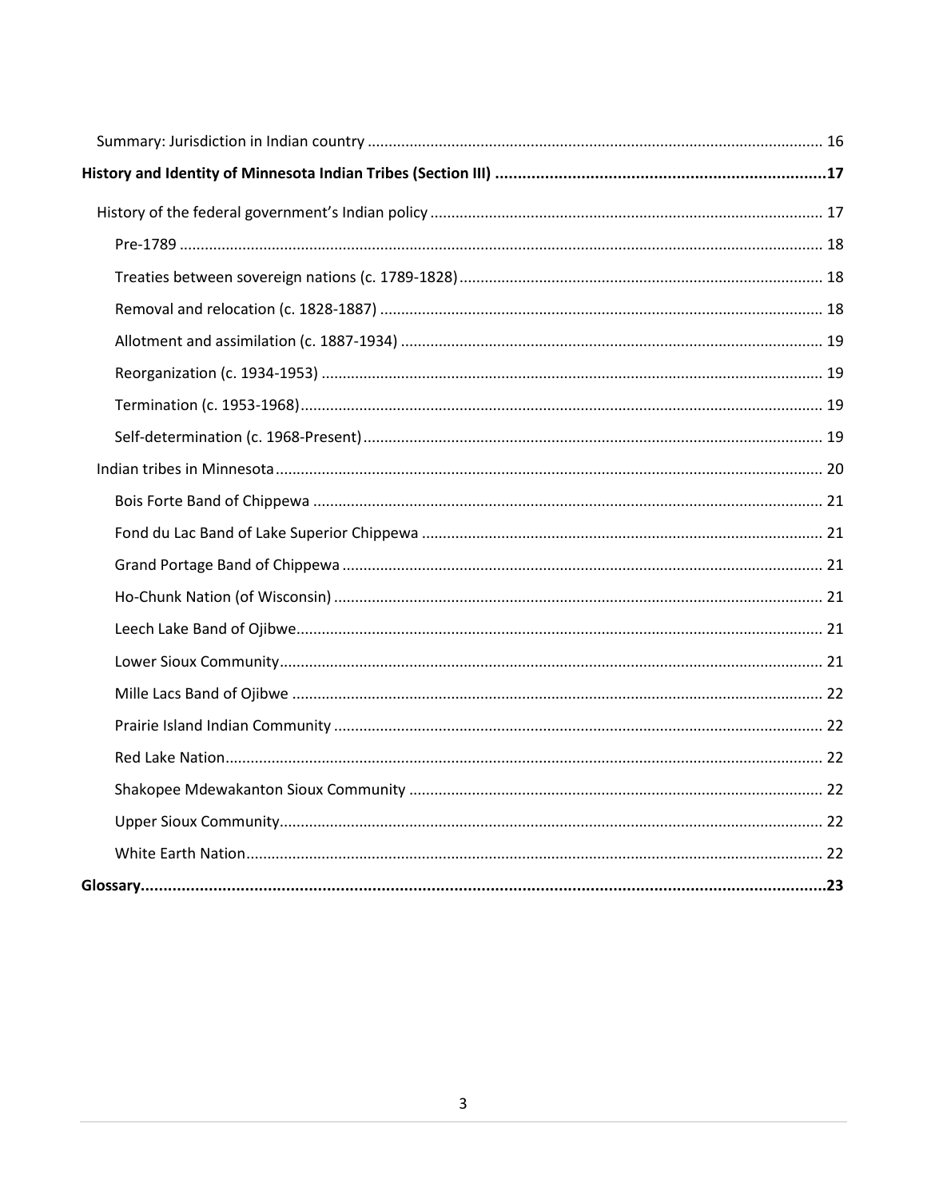Summary: Jurisdiction in Indian country ... 16

**History and Identity of Minnesota Indian Tribes (Section III) ... 17**

History of the federal government's Indian policy ... 17

Pre-1789 ... 18

Treaties between sovereign nations (c. 1789-1828) ... 18

Removal and relocation (c. 1828-1887) ... 18

Allotment and assimilation (c. 1887-1934) ... 19

Reorganization (c. 1934-1953) ... 19

Termination (c. 1953-1968) ... 19

Self-determination (c. 1968-Present) ... 19

Indian tribes in Minnesota ... 20

Bois Forte Band of Chippewa ... 21

Fond du Lac Band of Lake Superior Chippewa ... 21

Grand Portage Band of Chippewa ... 21

Ho-Chunk Nation (of Wisconsin) ... 21

Leech Lake Band of Ojibwe ... 21

Lower Sioux Community ... 21

Mille Lacs Band of Ojibwe ... 22

Prairie Island Indian Community ... 22

Red Lake Nation ... 22

Shakopee Mdewakanton Sioux Community ... 22

Upper Sioux Community ... 22

White Earth Nation ... 22

**Glossary ... 23**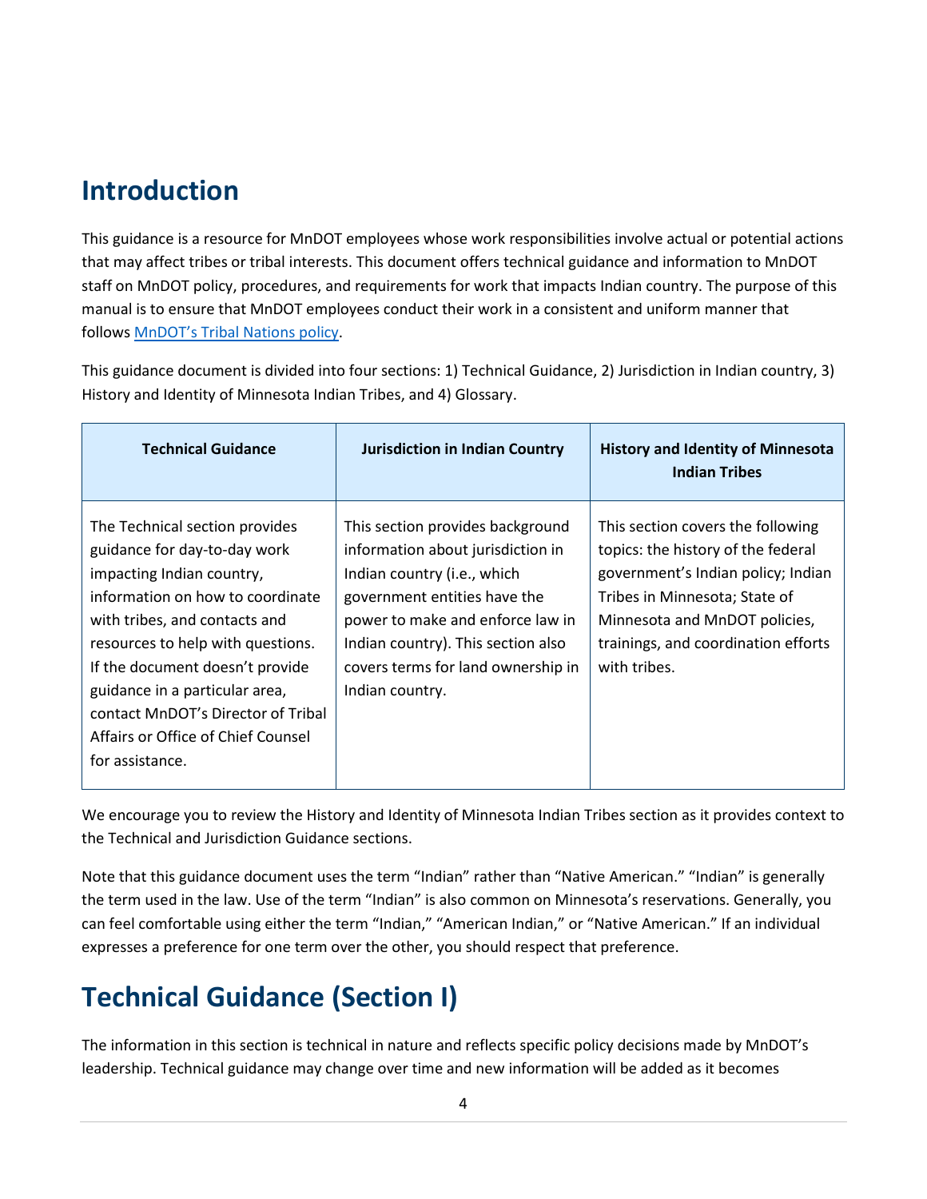# Introduction

This guidance is a resource for MnDOT employees whose work responsibilities involve actual or potential actions that may affect tribes or tribal interests. This document offers technical guidance and information to MnDOT staff on MnDOT policy, procedures, and requirements for work that impacts Indian country. The purpose of this manual is to ensure that MnDOT employees conduct their work in a consistent and uniform manner that follows [MnDOT's Tribal Nations policy](#).

This guidance document is divided into four sections: 1) Technical Guidance, 2) Jurisdiction in Indian country, 3) History and Identity of Minnesota Indian Tribes, and 4) Glossary.

| Technical Guidance | Jurisdiction in Indian Country | History and Identity of Minnesota Indian Tribes |
|---|---|---|
| The Technical section provides guidance for day-to-day work impacting Indian country, information on how to coordinate with tribes, and contacts and resources to help with questions. If the document doesn't provide guidance in a particular area, contact MnDOT's Director of Tribal Affairs or Office of Chief Counsel for assistance. | This section provides background information about jurisdiction in Indian country (i.e., which government entities have the power to make and enforce law in Indian country). This section also covers terms for land ownership in Indian country. | This section covers the following topics: the history of the federal government's Indian policy; Indian Tribes in Minnesota; State of Minnesota and MnDOT policies, trainings, and coordination efforts with tribes. |

We encourage you to review the History and Identity of Minnesota Indian Tribes section as it provides context to the Technical and Jurisdiction Guidance sections.

Note that this guidance document uses the term "Indian" rather than "Native American." "Indian" is generally the term used in the law. Use of the term "Indian" is also common on Minnesota's reservations. Generally, you can feel comfortable using either the term "Indian," "American Indian," or "Native American." If an individual expresses a preference for one term over the other, you should respect that preference.

# Technical Guidance (Section I)

The information in this section is technical in nature and reflects specific policy decisions made by MnDOT's leadership. Technical guidance may change over time and new information will be added as it becomes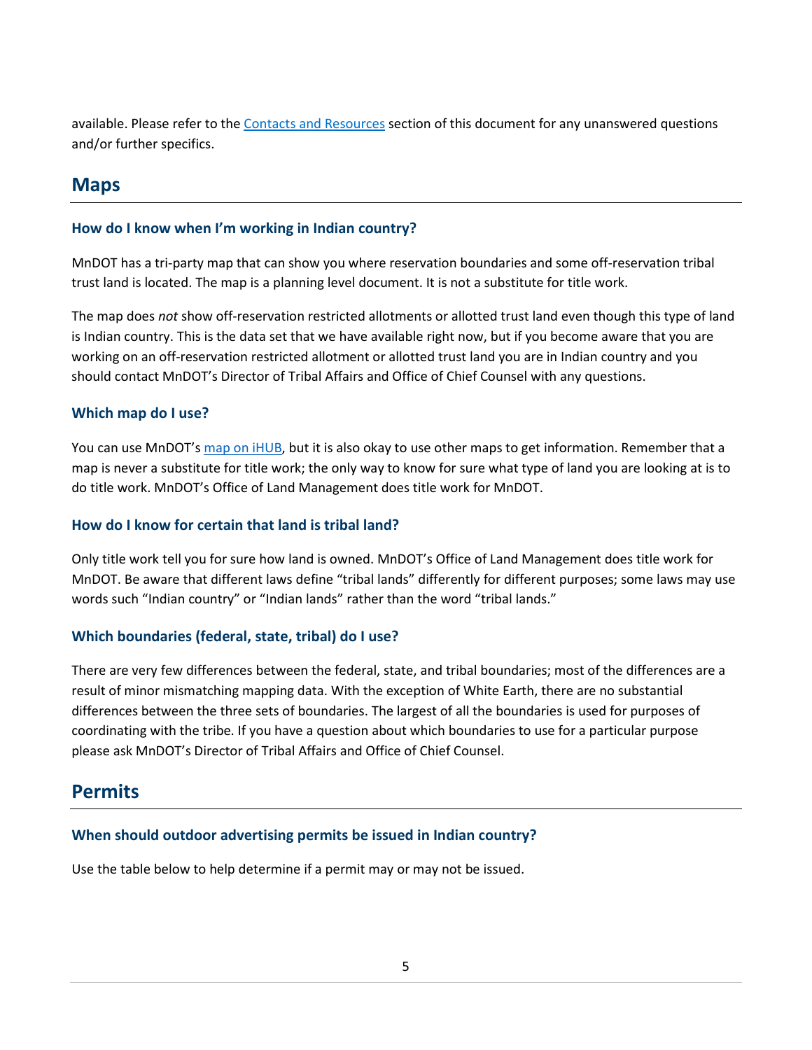available. Please refer to the [Contacts and Resources] section of this document for any unanswered questions and/or further specifics.

## Maps

### How do I know when I'm working in Indian country?

MnDOT has a tri-party map that can show you where reservation boundaries and some off-reservation tribal trust land is located. The map is a planning level document. It is not a substitute for title work.

The map does *not* show off-reservation restricted allotments or allotted trust land even though this type of land is Indian country. This is the data set that we have available right now, but if you become aware that you are working on an off-reservation restricted allotment or allotted trust land you are in Indian country and you should contact MnDOT's Director of Tribal Affairs and Office of Chief Counsel with any questions.

### Which map do I use?

You can use MnDOT's [map on iHUB], but it is also okay to use other maps to get information. Remember that a map is never a substitute for title work; the only way to know for sure what type of land you are looking at is to do title work. MnDOT's Office of Land Management does title work for MnDOT.

### How do I know for certain that land is tribal land?

Only title work tell you for sure how land is owned. MnDOT's Office of Land Management does title work for MnDOT. Be aware that different laws define "tribal lands" differently for different purposes; some laws may use words such "Indian country" or "Indian lands" rather than the word "tribal lands."

### Which boundaries (federal, state, tribal) do I use?

There are very few differences between the federal, state, and tribal boundaries; most of the differences are a result of minor mismatching mapping data. With the exception of White Earth, there are no substantial differences between the three sets of boundaries. The largest of all the boundaries is used for purposes of coordinating with the tribe. If you have a question about which boundaries to use for a particular purpose please ask MnDOT's Director of Tribal Affairs and Office of Chief Counsel.

## Permits

### When should outdoor advertising permits be issued in Indian country?

Use the table below to help determine if a permit may or may not be issued.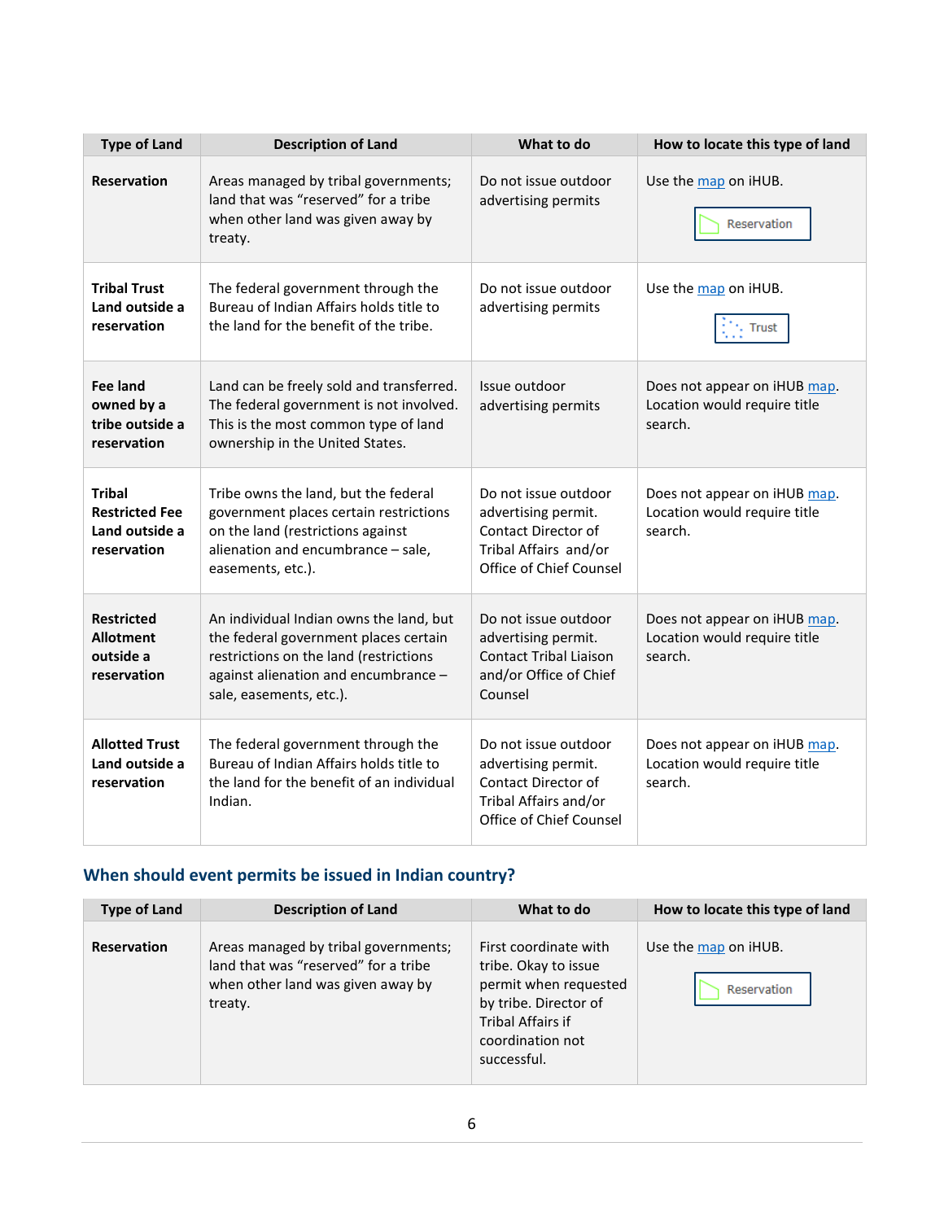| Type of Land | Description of Land | What to do | How to locate this type of land |
|---|---|---|---|
| **Reservation** | Areas managed by tribal governments; land that was "reserved" for a tribe when other land was given away by treaty. | Do not issue outdoor advertising permits | Use the map on iHUB. Reservation |
| **Tribal Trust Land outside a reservation** | The federal government through the Bureau of Indian Affairs holds title to the land for the benefit of the tribe. | Do not issue outdoor advertising permits | Use the map on iHUB. Trust |
| **Fee land owned by a tribe outside a reservation** | Land can be freely sold and transferred. The federal government is not involved. This is the most common type of land ownership in the United States. | Issue outdoor advertising permits | Does not appear on iHUB map. Location would require title search. |
| **Tribal Restricted Fee Land outside a reservation** | Tribe owns the land, but the federal government places certain restrictions on the land (restrictions against alienation and encumbrance – sale, easements, etc.). | Do not issue outdoor advertising permit. Contact Director of Tribal Affairs and/or Office of Chief Counsel | Does not appear on iHUB map. Location would require title search. |
| **Restricted Allotment outside a reservation** | An individual Indian owns the land, but the federal government places certain restrictions on the land (restrictions against alienation and encumbrance – sale, easements, etc.). | Do not issue outdoor advertising permit. Contact Tribal Liaison and/or Office of Chief Counsel | Does not appear on iHUB map. Location would require title search. |
| **Allotted Trust Land outside a reservation** | The federal government through the Bureau of Indian Affairs holds title to the land for the benefit of an individual Indian. | Do not issue outdoor advertising permit. Contact Director of Tribal Affairs and/or Office of Chief Counsel | Does not appear on iHUB map. Location would require title search. |

## When should event permits be issued in Indian country?

| Type of Land | Description of Land | What to do | How to locate this type of land |
|---|---|---|---|
| **Reservation** | Areas managed by tribal governments; land that was "reserved" for a tribe when other land was given away by treaty. | First coordinate with tribe. Okay to issue permit when requested by tribe. Director of Tribal Affairs if coordination not successful. | Use the map on iHUB. Reservation |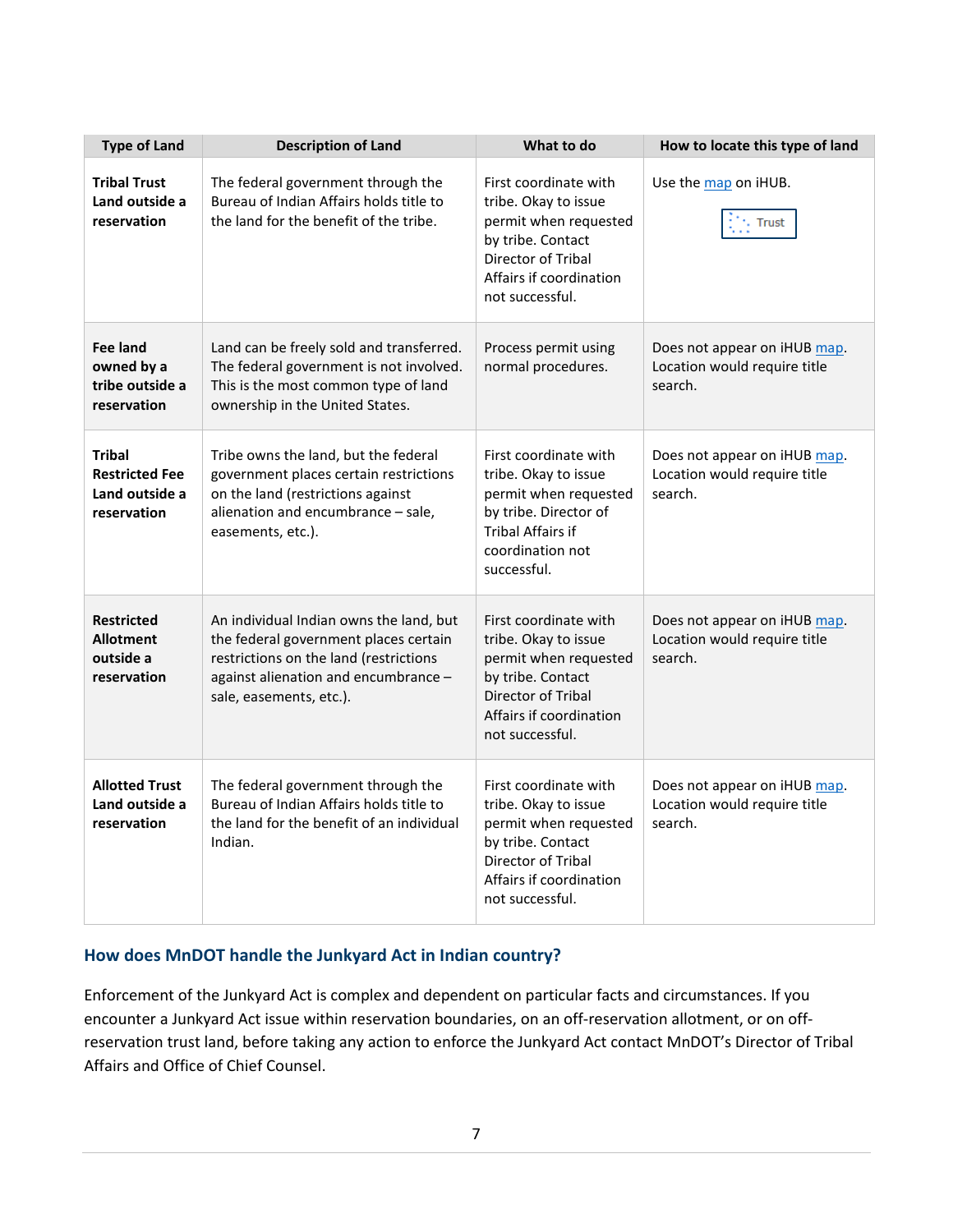| Type of Land | Description of Land | What to do | How to locate this type of land |
| --- | --- | --- | --- |
| **Tribal Trust Land outside a reservation** | The federal government through the Bureau of Indian Affairs holds title to the land for the benefit of the tribe. | First coordinate with tribe. Okay to issue permit when requested by tribe. Contact Director of Tribal Affairs if coordination not successful. | Use the map on iHUB. Trust |
| **Fee land owned by a tribe outside a reservation** | Land can be freely sold and transferred. The federal government is not involved. This is the most common type of land ownership in the United States. | Process permit using normal procedures. | Does not appear on iHUB map. Location would require title search. |
| **Tribal Restricted Fee Land outside a reservation** | Tribe owns the land, but the federal government places certain restrictions on the land (restrictions against alienation and encumbrance – sale, easements, etc.). | First coordinate with tribe. Okay to issue permit when requested by tribe. Director of Tribal Affairs if coordination not successful. | Does not appear on iHUB map. Location would require title search. |
| **Restricted Allotment outside a reservation** | An individual Indian owns the land, but the federal government places certain restrictions on the land (restrictions against alienation and encumbrance – sale, easements, etc.). | First coordinate with tribe. Okay to issue permit when requested by tribe. Contact Director of Tribal Affairs if coordination not successful. | Does not appear on iHUB map. Location would require title search. |
| **Allotted Trust Land outside a reservation** | The federal government through the Bureau of Indian Affairs holds title to the land for the benefit of an individual Indian. | First coordinate with tribe. Okay to issue permit when requested by tribe. Contact Director of Tribal Affairs if coordination not successful. | Does not appear on iHUB map. Location would require title search. |

### How does MnDOT handle the Junkyard Act in Indian country?

Enforcement of the Junkyard Act is complex and dependent on particular facts and circumstances. If you encounter a Junkyard Act issue within reservation boundaries, on an off-reservation allotment, or on off-reservation trust land, before taking any action to enforce the Junkyard Act contact MnDOT's Director of Tribal Affairs and Office of Chief Counsel.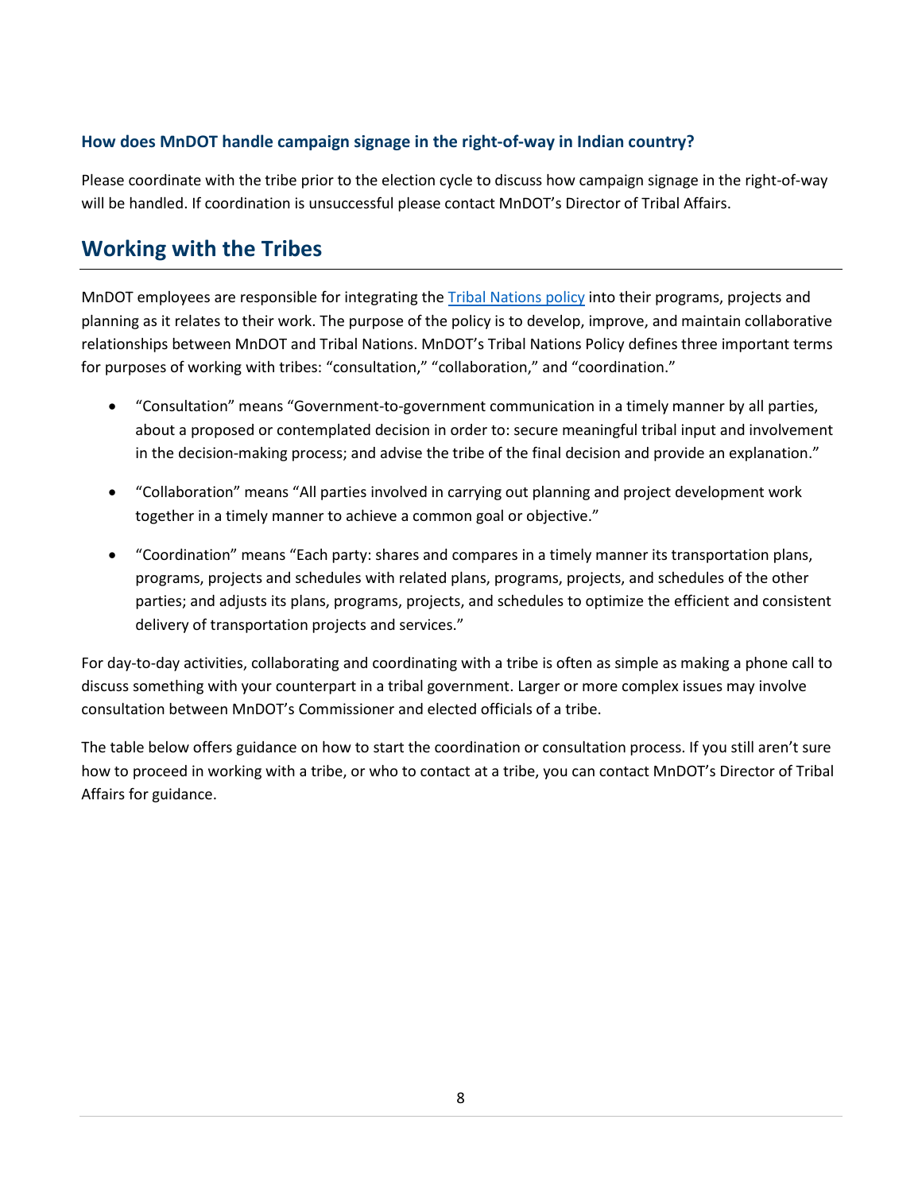### How does MnDOT handle campaign signage in the right-of-way in Indian country?

Please coordinate with the tribe prior to the election cycle to discuss how campaign signage in the right-of-way will be handled. If coordination is unsuccessful please contact MnDOT's Director of Tribal Affairs.

## Working with the Tribes

MnDOT employees are responsible for integrating the [Tribal Nations policy] into their programs, projects and planning as it relates to their work. The purpose of the policy is to develop, improve, and maintain collaborative relationships between MnDOT and Tribal Nations. MnDOT's Tribal Nations Policy defines three important terms for purposes of working with tribes: "consultation," "collaboration," and "coordination."

- "Consultation" means "Government-to-government communication in a timely manner by all parties, about a proposed or contemplated decision in order to: secure meaningful tribal input and involvement in the decision-making process; and advise the tribe of the final decision and provide an explanation."
- "Collaboration" means "All parties involved in carrying out planning and project development work together in a timely manner to achieve a common goal or objective."
- "Coordination" means "Each party: shares and compares in a timely manner its transportation plans, programs, projects and schedules with related plans, programs, projects, and schedules of the other parties; and adjusts its plans, programs, projects, and schedules to optimize the efficient and consistent delivery of transportation projects and services."

For day-to-day activities, collaborating and coordinating with a tribe is often as simple as making a phone call to discuss something with your counterpart in a tribal government. Larger or more complex issues may involve consultation between MnDOT's Commissioner and elected officials of a tribe.

The table below offers guidance on how to start the coordination or consultation process. If you still aren't sure how to proceed in working with a tribe, or who to contact at a tribe, you can contact MnDOT's Director of Tribal Affairs for guidance.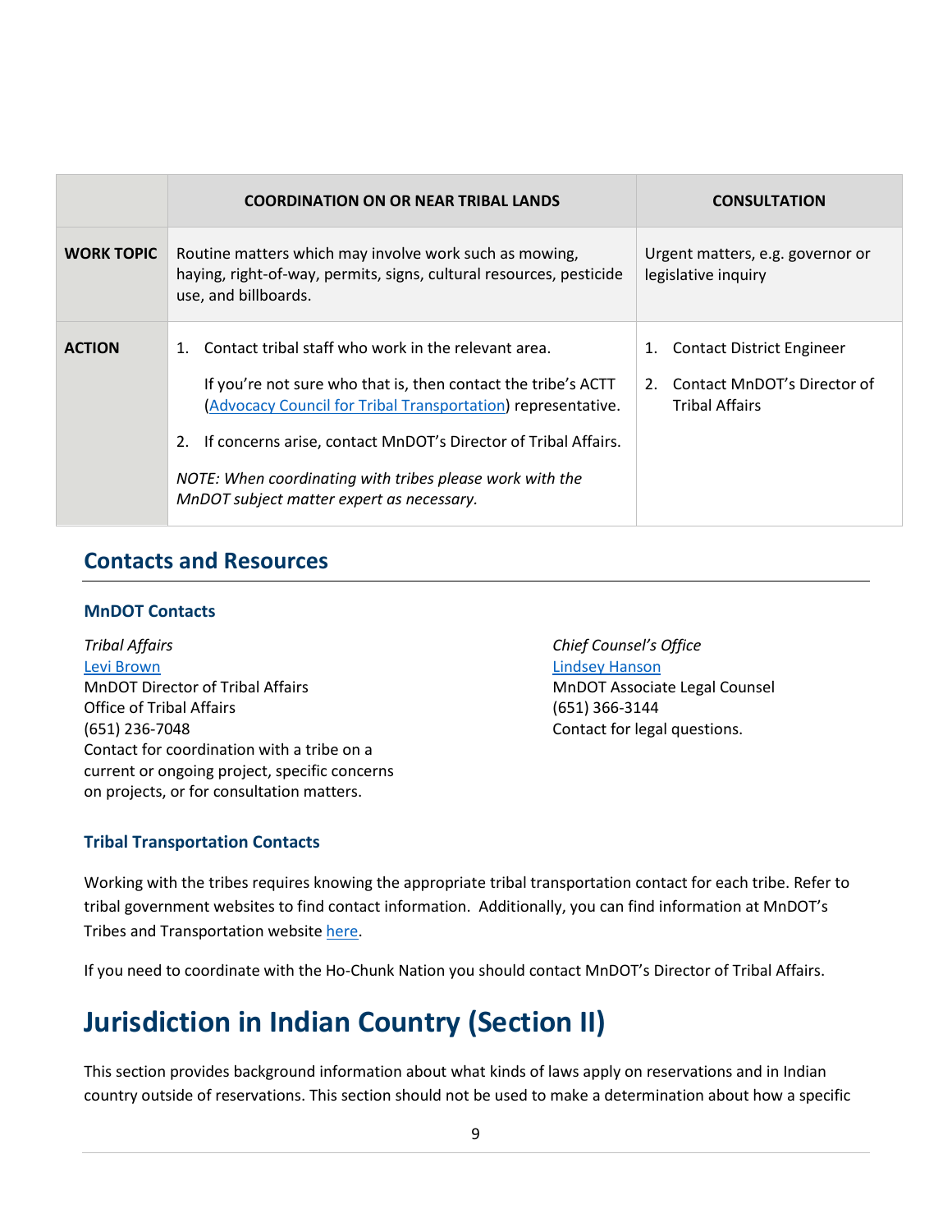| | COORDINATION ON OR NEAR TRIBAL LANDS | CONSULTATION |
|---|---|---|
| **WORK TOPIC** | Routine matters which may involve work such as mowing, haying, right-of-way, permits, signs, cultural resources, pesticide use, and billboards. | Urgent matters, e.g. governor or legislative inquiry |
| **ACTION** | 1. Contact tribal staff who work in the relevant area.<br><br>If you're not sure who that is, then contact the tribe's ACTT (Advocacy Council for Tribal Transportation) representative.<br><br>2. If concerns arise, contact MnDOT's Director of Tribal Affairs.<br><br>*NOTE: When coordinating with tribes please work with the MnDOT subject matter expert as necessary.* | 1. Contact District Engineer<br><br>2. Contact MnDOT's Director of Tribal Affairs |

## Contacts and Resources

### MnDOT Contacts

*Tribal Affairs*
Levi Brown
MnDOT Director of Tribal Affairs
Office of Tribal Affairs
(651) 236-7048
Contact for coordination with a tribe on a current or ongoing project, specific concerns on projects, or for consultation matters.

*Chief Counsel's Office*
Lindsey Hanson
MnDOT Associate Legal Counsel
(651) 366-3144
Contact for legal questions.

### Tribal Transportation Contacts

Working with the tribes requires knowing the appropriate tribal transportation contact for each tribe. Refer to tribal government websites to find contact information. Additionally, you can find information at MnDOT's Tribes and Transportation website here.

If you need to coordinate with the Ho-Chunk Nation you should contact MnDOT's Director of Tribal Affairs.

# Jurisdiction in Indian Country (Section II)

This section provides background information about what kinds of laws apply on reservations and in Indian country outside of reservations. This section should not be used to make a determination about how a specific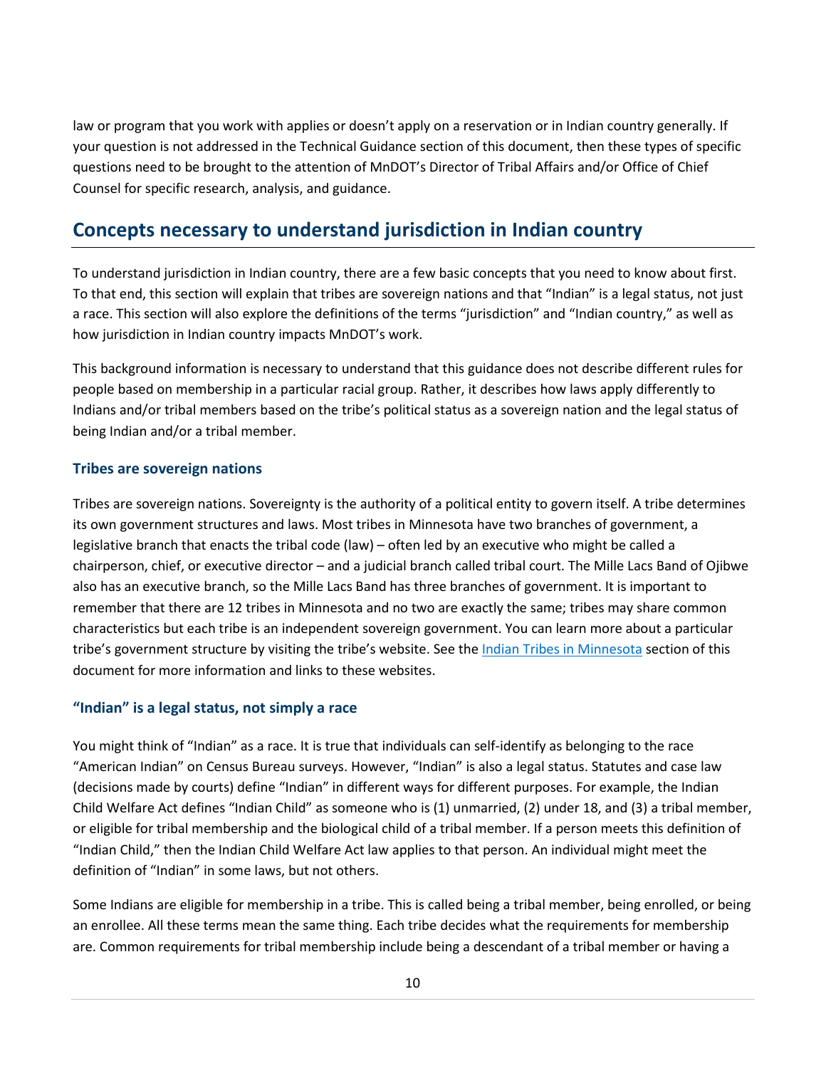law or program that you work with applies or doesn't apply on a reservation or in Indian country generally. If your question is not addressed in the Technical Guidance section of this document, then these types of specific questions need to be brought to the attention of MnDOT's Director of Tribal Affairs and/or Office of Chief Counsel for specific research, analysis, and guidance.

## Concepts necessary to understand jurisdiction in Indian country

To understand jurisdiction in Indian country, there are a few basic concepts that you need to know about first. To that end, this section will explain that tribes are sovereign nations and that "Indian" is a legal status, not just a race. This section will also explore the definitions of the terms "jurisdiction" and "Indian country," as well as how jurisdiction in Indian country impacts MnDOT's work.

This background information is necessary to understand that this guidance does not describe different rules for people based on membership in a particular racial group. Rather, it describes how laws apply differently to Indians and/or tribal members based on the tribe's political status as a sovereign nation and the legal status of being Indian and/or a tribal member.

### Tribes are sovereign nations

Tribes are sovereign nations. Sovereignty is the authority of a political entity to govern itself. A tribe determines its own government structures and laws. Most tribes in Minnesota have two branches of government, a legislative branch that enacts the tribal code (law) – often led by an executive who might be called a chairperson, chief, or executive director – and a judicial branch called tribal court. The Mille Lacs Band of Ojibwe also has an executive branch, so the Mille Lacs Band has three branches of government. It is important to remember that there are 12 tribes in Minnesota and no two are exactly the same; tribes may share common characteristics but each tribe is an independent sovereign government. You can learn more about a particular tribe's government structure by visiting the tribe's website. See the [Indian Tribes in Minnesota] section of this document for more information and links to these websites.

### "Indian" is a legal status, not simply a race

You might think of "Indian" as a race. It is true that individuals can self-identify as belonging to the race "American Indian" on Census Bureau surveys. However, "Indian" is also a legal status. Statutes and case law (decisions made by courts) define "Indian" in different ways for different purposes. For example, the Indian Child Welfare Act defines "Indian Child" as someone who is (1) unmarried, (2) under 18, and (3) a tribal member, or eligible for tribal membership and the biological child of a tribal member. If a person meets this definition of "Indian Child," then the Indian Child Welfare Act law applies to that person. An individual might meet the definition of "Indian" in some laws, but not others.

Some Indians are eligible for membership in a tribe. This is called being a tribal member, being enrolled, or being an enrollee. All these terms mean the same thing. Each tribe decides what the requirements for membership are. Common requirements for tribal membership include being a descendant of a tribal member or having a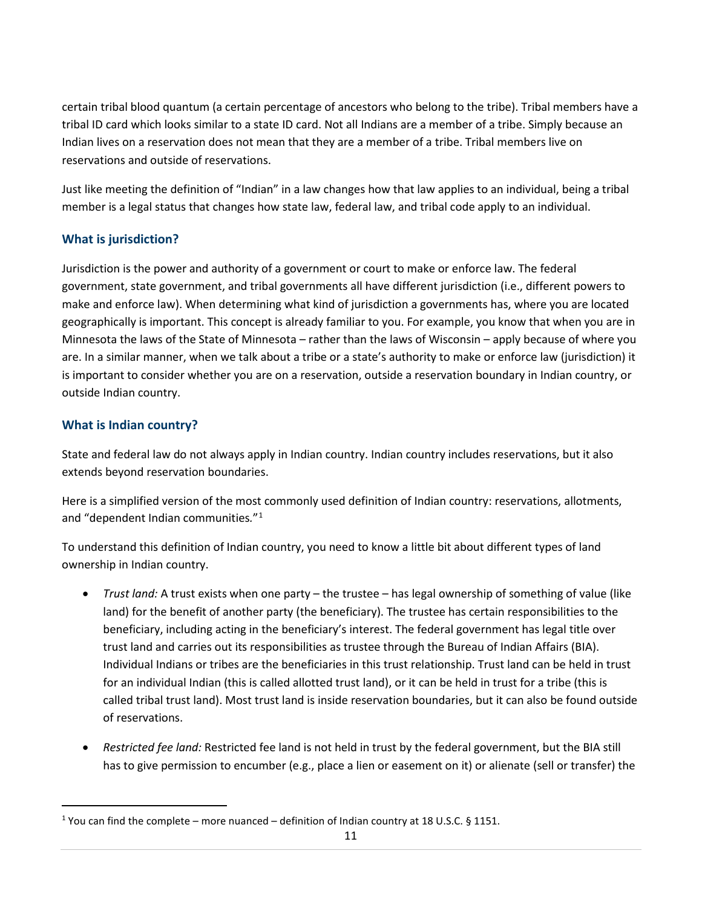certain tribal blood quantum (a certain percentage of ancestors who belong to the tribe). Tribal members have a tribal ID card which looks similar to a state ID card. Not all Indians are a member of a tribe. Simply because an Indian lives on a reservation does not mean that they are a member of a tribe. Tribal members live on reservations and outside of reservations.

Just like meeting the definition of "Indian" in a law changes how that law applies to an individual, being a tribal member is a legal status that changes how state law, federal law, and tribal code apply to an individual.

### What is jurisdiction?

Jurisdiction is the power and authority of a government or court to make or enforce law. The federal government, state government, and tribal governments all have different jurisdiction (i.e., different powers to make and enforce law). When determining what kind of jurisdiction a governments has, where you are located geographically is important. This concept is already familiar to you. For example, you know that when you are in Minnesota the laws of the State of Minnesota – rather than the laws of Wisconsin – apply because of where you are. In a similar manner, when we talk about a tribe or a state's authority to make or enforce law (jurisdiction) it is important to consider whether you are on a reservation, outside a reservation boundary in Indian country, or outside Indian country.

### What is Indian country?

State and federal law do not always apply in Indian country. Indian country includes reservations, but it also extends beyond reservation boundaries.

Here is a simplified version of the most commonly used definition of Indian country: reservations, allotments, and "dependent Indian communities."[1]

To understand this definition of Indian country, you need to know a little bit about different types of land ownership in Indian country.

- *Trust land:* A trust exists when one party – the trustee – has legal ownership of something of value (like land) for the benefit of another party (the beneficiary). The trustee has certain responsibilities to the beneficiary, including acting in the beneficiary's interest. The federal government has legal title over trust land and carries out its responsibilities as trustee through the Bureau of Indian Affairs (BIA). Individual Indians or tribes are the beneficiaries in this trust relationship. Trust land can be held in trust for an individual Indian (this is called allotted trust land), or it can be held in trust for a tribe (this is called tribal trust land). Most trust land is inside reservation boundaries, but it can also be found outside of reservations.
- *Restricted fee land:* Restricted fee land is not held in trust by the federal government, but the BIA still has to give permission to encumber (e.g., place a lien or easement on it) or alienate (sell or transfer) the

[1] You can find the complete – more nuanced – definition of Indian country at 18 U.S.C. § 1151.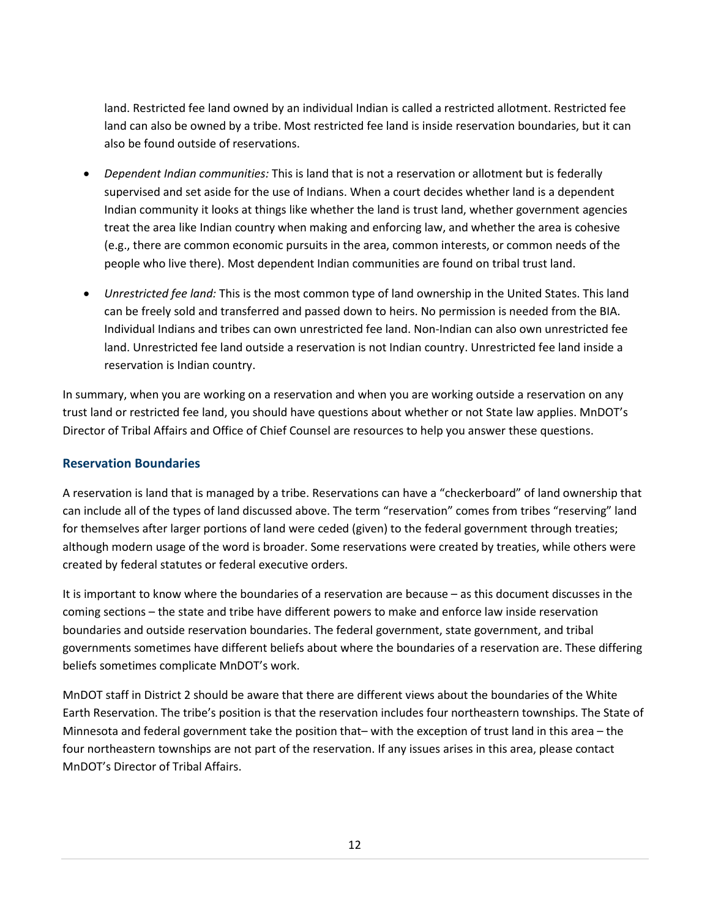land. Restricted fee land owned by an individual Indian is called a restricted allotment. Restricted fee land can also be owned by a tribe. Most restricted fee land is inside reservation boundaries, but it can also be found outside of reservations.

- *Dependent Indian communities:* This is land that is not a reservation or allotment but is federally supervised and set aside for the use of Indians. When a court decides whether land is a dependent Indian community it looks at things like whether the land is trust land, whether government agencies treat the area like Indian country when making and enforcing law, and whether the area is cohesive (e.g., there are common economic pursuits in the area, common interests, or common needs of the people who live there). Most dependent Indian communities are found on tribal trust land.
- *Unrestricted fee land:* This is the most common type of land ownership in the United States. This land can be freely sold and transferred and passed down to heirs. No permission is needed from the BIA. Individual Indians and tribes can own unrestricted fee land. Non-Indian can also own unrestricted fee land. Unrestricted fee land outside a reservation is not Indian country. Unrestricted fee land inside a reservation is Indian country.

In summary, when you are working on a reservation and when you are working outside a reservation on any trust land or restricted fee land, you should have questions about whether or not State law applies. MnDOT's Director of Tribal Affairs and Office of Chief Counsel are resources to help you answer these questions.

### Reservation Boundaries

A reservation is land that is managed by a tribe. Reservations can have a "checkerboard" of land ownership that can include all of the types of land discussed above. The term "reservation" comes from tribes "reserving" land for themselves after larger portions of land were ceded (given) to the federal government through treaties; although modern usage of the word is broader. Some reservations were created by treaties, while others were created by federal statutes or federal executive orders.

It is important to know where the boundaries of a reservation are because – as this document discusses in the coming sections – the state and tribe have different powers to make and enforce law inside reservation boundaries and outside reservation boundaries. The federal government, state government, and tribal governments sometimes have different beliefs about where the boundaries of a reservation are. These differing beliefs sometimes complicate MnDOT's work.

MnDOT staff in District 2 should be aware that there are different views about the boundaries of the White Earth Reservation. The tribe's position is that the reservation includes four northeastern townships. The State of Minnesota and federal government take the position that– with the exception of trust land in this area – the four northeastern townships are not part of the reservation. If any issues arises in this area, please contact MnDOT's Director of Tribal Affairs.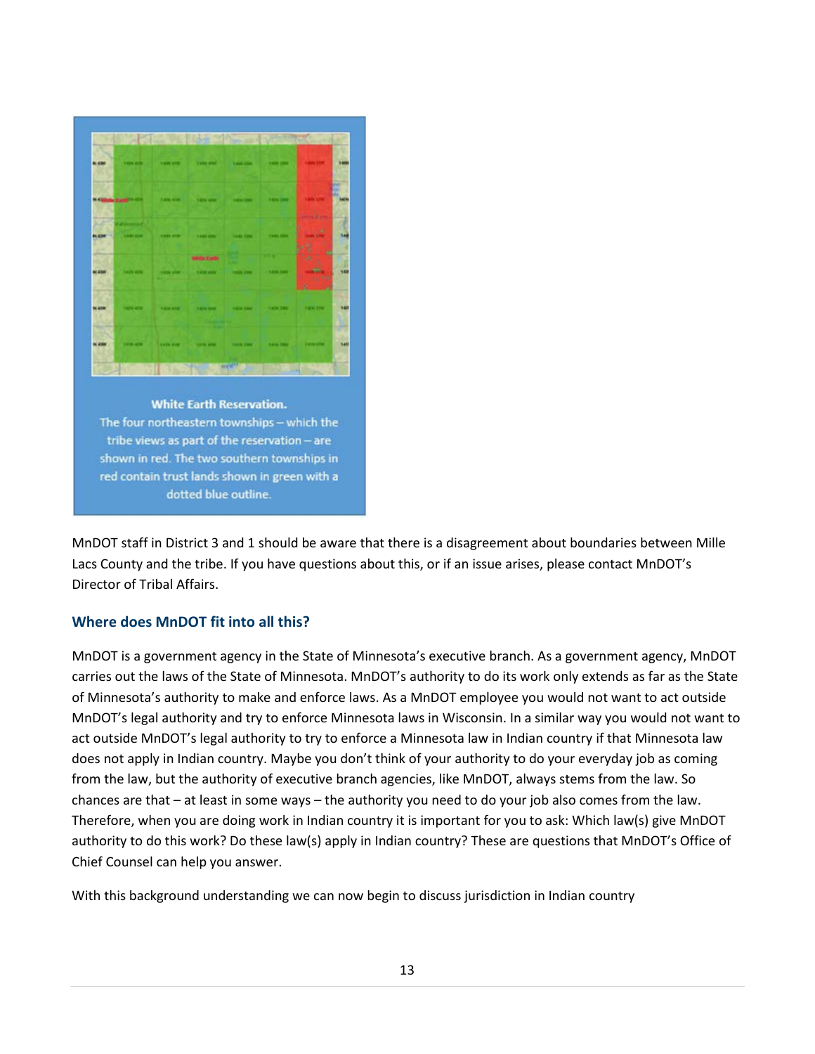White Earth Reservation.
The four northeastern townships – which the tribe views as part of the reservation – are shown in red. The two southern townships in red contain trust lands shown in green with a dotted blue outline.

MnDOT staff in District 3 and 1 should be aware that there is a disagreement about boundaries between Mille Lacs County and the tribe. If you have questions about this, or if an issue arises, please contact MnDOT's Director of Tribal Affairs.

### Where does MnDOT fit into all this?

MnDOT is a government agency in the State of Minnesota's executive branch. As a government agency, MnDOT carries out the laws of the State of Minnesota. MnDOT's authority to do its work only extends as far as the State of Minnesota's authority to make and enforce laws. As a MnDOT employee you would not want to act outside MnDOT's legal authority and try to enforce Minnesota laws in Wisconsin. In a similar way you would not want to act outside MnDOT's legal authority to try to enforce a Minnesota law in Indian country if that Minnesota law does not apply in Indian country. Maybe you don't think of your authority to do your everyday job as coming from the law, but the authority of executive branch agencies, like MnDOT, always stems from the law. So chances are that – at least in some ways – the authority you need to do your job also comes from the law. Therefore, when you are doing work in Indian country it is important for you to ask: Which law(s) give MnDOT authority to do this work? Do these law(s) apply in Indian country? These are questions that MnDOT's Office of Chief Counsel can help you answer.

With this background understanding we can now begin to discuss jurisdiction in Indian country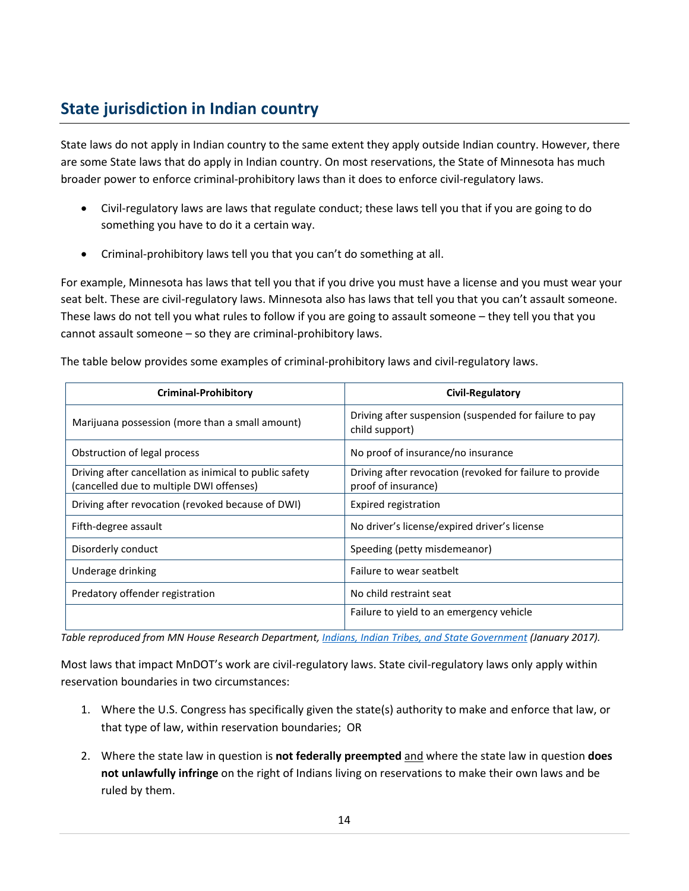## State jurisdiction in Indian country

State laws do not apply in Indian country to the same extent they apply outside Indian country. However, there are some State laws that do apply in Indian country. On most reservations, the State of Minnesota has much broader power to enforce criminal-prohibitory laws than it does to enforce civil-regulatory laws.

- Civil-regulatory laws are laws that regulate conduct; these laws tell you that if you are going to do something you have to do it a certain way.
- Criminal-prohibitory laws tell you that you can't do something at all.

For example, Minnesota has laws that tell you that if you drive you must have a license and you must wear your seat belt. These are civil-regulatory laws. Minnesota also has laws that tell you that you can't assault someone. These laws do not tell you what rules to follow if you are going to assault someone – they tell you that you cannot assault someone – so they are criminal-prohibitory laws.

The table below provides some examples of criminal-prohibitory laws and civil-regulatory laws.

| Criminal-Prohibitory | Civil-Regulatory |
|---|---|
| Marijuana possession (more than a small amount) | Driving after suspension (suspended for failure to pay child support) |
| Obstruction of legal process | No proof of insurance/no insurance |
| Driving after cancellation as inimical to public safety (cancelled due to multiple DWI offenses) | Driving after revocation (revoked for failure to provide proof of insurance) |
| Driving after revocation (revoked because of DWI) | Expired registration |
| Fifth-degree assault | No driver's license/expired driver's license |
| Disorderly conduct | Speeding (petty misdemeanor) |
| Underage drinking | Failure to wear seatbelt |
| Predatory offender registration | No child restraint seat |
| | Failure to yield to an emergency vehicle |

*Table reproduced from MN House Research Department, Indians, Indian Tribes, and State Government (January 2017).*

Most laws that impact MnDOT's work are civil-regulatory laws. State civil-regulatory laws only apply within reservation boundaries in two circumstances:

1. Where the U.S. Congress has specifically given the state(s) authority to make and enforce that law, or that type of law, within reservation boundaries; OR
2. Where the state law in question is **not federally preempted** and where the state law in question **does not unlawfully infringe** on the right of Indians living on reservations to make their own laws and be ruled by them.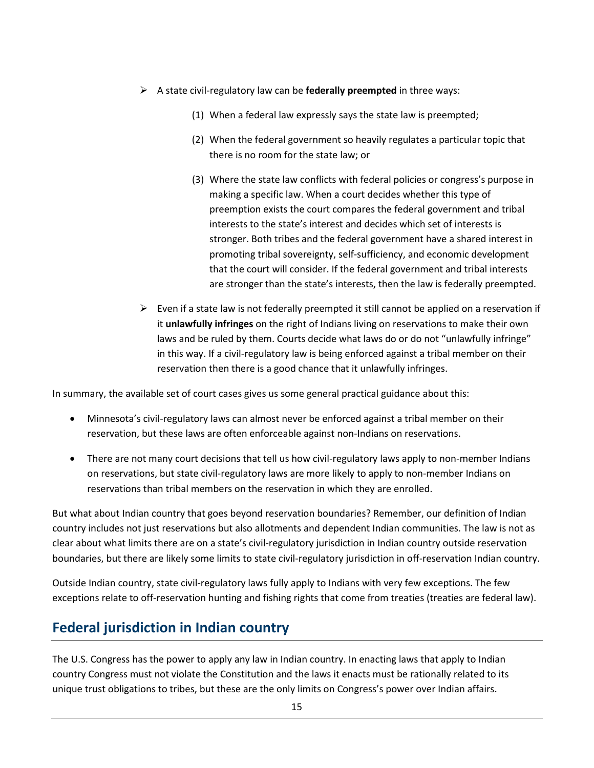- A state civil-regulatory law can be **federally preempted** in three ways:

    (1) When a federal law expressly says the state law is preempted;

    (2) When the federal government so heavily regulates a particular topic that there is no room for the state law; or

    (3) Where the state law conflicts with federal policies or congress's purpose in making a specific law. When a court decides whether this type of preemption exists the court compares the federal government and tribal interests to the state's interest and decides which set of interests is stronger. Both tribes and the federal government have a shared interest in promoting tribal sovereignty, self-sufficiency, and economic development that the court will consider. If the federal government and tribal interests are stronger than the state's interests, then the law is federally preempted.

- Even if a state law is not federally preempted it still cannot be applied on a reservation if it **unlawfully infringes** on the right of Indians living on reservations to make their own laws and be ruled by them. Courts decide what laws do or do not "unlawfully infringe" in this way. If a civil-regulatory law is being enforced against a tribal member on their reservation then there is a good chance that it unlawfully infringes.

In summary, the available set of court cases gives us some general practical guidance about this:

- Minnesota's civil-regulatory laws can almost never be enforced against a tribal member on their reservation, but these laws are often enforceable against non-Indians on reservations.
- There are not many court decisions that tell us how civil-regulatory laws apply to non-member Indians on reservations, but state civil-regulatory laws are more likely to apply to non-member Indians on reservations than tribal members on the reservation in which they are enrolled.

But what about Indian country that goes beyond reservation boundaries? Remember, our definition of Indian country includes not just reservations but also allotments and dependent Indian communities. The law is not as clear about what limits there are on a state's civil-regulatory jurisdiction in Indian country outside reservation boundaries, but there are likely some limits to state civil-regulatory jurisdiction in off-reservation Indian country.

Outside Indian country, state civil-regulatory laws fully apply to Indians with very few exceptions. The few exceptions relate to off-reservation hunting and fishing rights that come from treaties (treaties are federal law).

## Federal jurisdiction in Indian country

The U.S. Congress has the power to apply any law in Indian country. In enacting laws that apply to Indian country Congress must not violate the Constitution and the laws it enacts must be rationally related to its unique trust obligations to tribes, but these are the only limits on Congress's power over Indian affairs.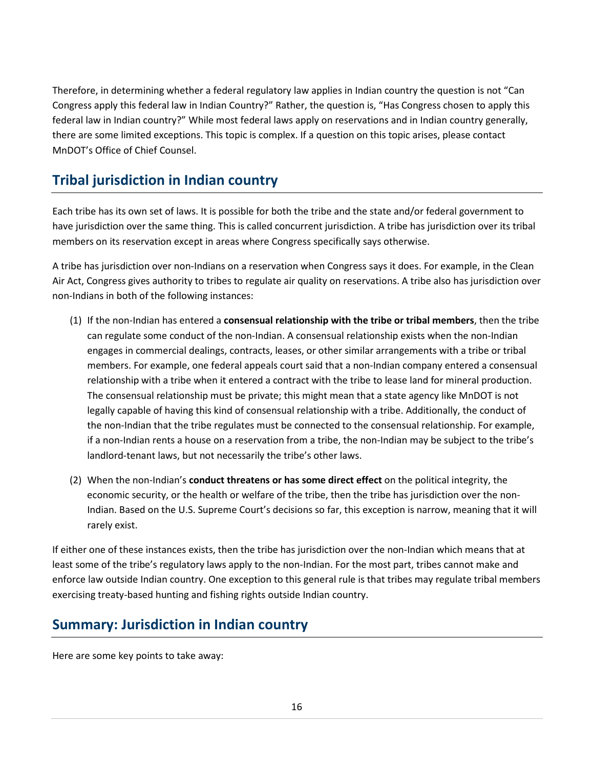Therefore, in determining whether a federal regulatory law applies in Indian country the question is not "Can Congress apply this federal law in Indian Country?" Rather, the question is, "Has Congress chosen to apply this federal law in Indian country?" While most federal laws apply on reservations and in Indian country generally, there are some limited exceptions. This topic is complex. If a question on this topic arises, please contact MnDOT's Office of Chief Counsel.

## Tribal jurisdiction in Indian country

Each tribe has its own set of laws. It is possible for both the tribe and the state and/or federal government to have jurisdiction over the same thing. This is called concurrent jurisdiction. A tribe has jurisdiction over its tribal members on its reservation except in areas where Congress specifically says otherwise.

A tribe has jurisdiction over non-Indians on a reservation when Congress says it does. For example, in the Clean Air Act, Congress gives authority to tribes to regulate air quality on reservations. A tribe also has jurisdiction over non-Indians in both of the following instances:

(1) If the non-Indian has entered a **consensual relationship with the tribe or tribal members**, then the tribe can regulate some conduct of the non-Indian. A consensual relationship exists when the non-Indian engages in commercial dealings, contracts, leases, or other similar arrangements with a tribe or tribal members. For example, one federal appeals court said that a non-Indian company entered a consensual relationship with a tribe when it entered a contract with the tribe to lease land for mineral production. The consensual relationship must be private; this might mean that a state agency like MnDOT is not legally capable of having this kind of consensual relationship with a tribe. Additionally, the conduct of the non-Indian that the tribe regulates must be connected to the consensual relationship. For example, if a non-Indian rents a house on a reservation from a tribe, the non-Indian may be subject to the tribe's landlord-tenant laws, but not necessarily the tribe's other laws.

(2) When the non-Indian's **conduct threatens or has some direct effect** on the political integrity, the economic security, or the health or welfare of the tribe, then the tribe has jurisdiction over the non-Indian. Based on the U.S. Supreme Court's decisions so far, this exception is narrow, meaning that it will rarely exist.

If either one of these instances exists, then the tribe has jurisdiction over the non-Indian which means that at least some of the tribe's regulatory laws apply to the non-Indian. For the most part, tribes cannot make and enforce law outside Indian country. One exception to this general rule is that tribes may regulate tribal members exercising treaty-based hunting and fishing rights outside Indian country.

## Summary: Jurisdiction in Indian country

Here are some key points to take away: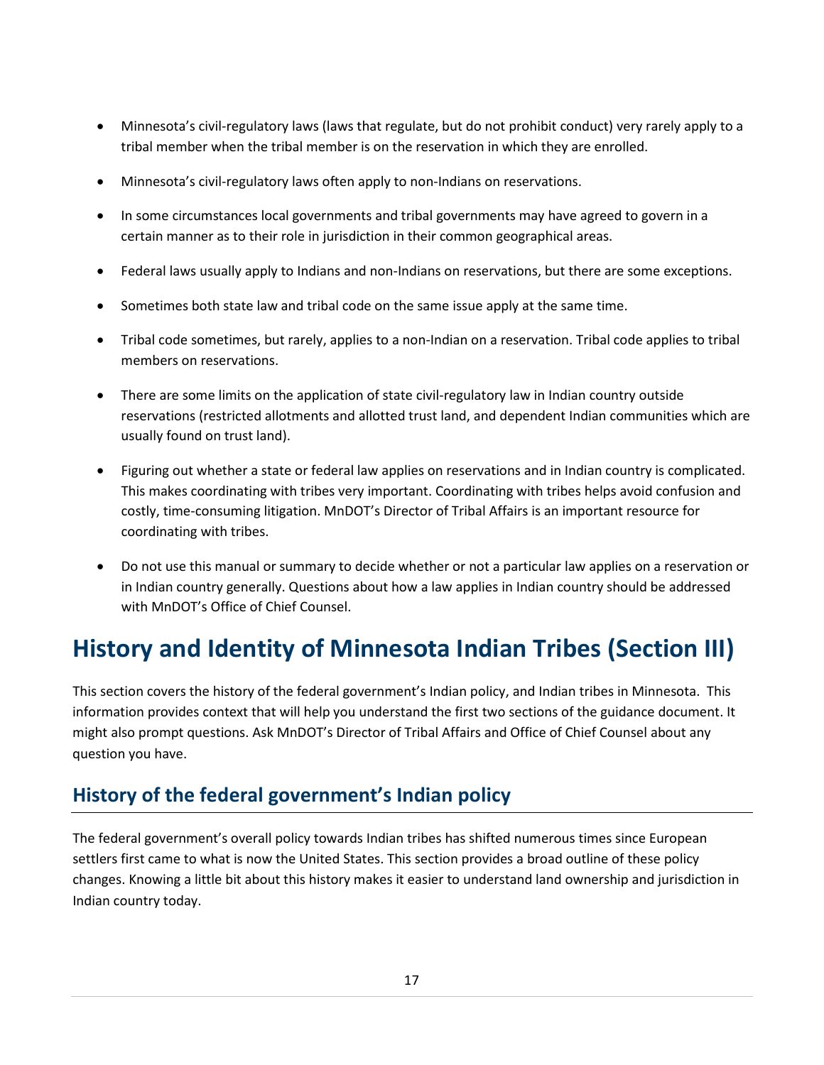- Minnesota's civil-regulatory laws (laws that regulate, but do not prohibit conduct) very rarely apply to a tribal member when the tribal member is on the reservation in which they are enrolled.
- Minnesota's civil-regulatory laws often apply to non-Indians on reservations.
- In some circumstances local governments and tribal governments may have agreed to govern in a certain manner as to their role in jurisdiction in their common geographical areas.
- Federal laws usually apply to Indians and non-Indians on reservations, but there are some exceptions.
- Sometimes both state law and tribal code on the same issue apply at the same time.
- Tribal code sometimes, but rarely, applies to a non-Indian on a reservation. Tribal code applies to tribal members on reservations.
- There are some limits on the application of state civil-regulatory law in Indian country outside reservations (restricted allotments and allotted trust land, and dependent Indian communities which are usually found on trust land).
- Figuring out whether a state or federal law applies on reservations and in Indian country is complicated. This makes coordinating with tribes very important. Coordinating with tribes helps avoid confusion and costly, time-consuming litigation. MnDOT's Director of Tribal Affairs is an important resource for coordinating with tribes.
- Do not use this manual or summary to decide whether or not a particular law applies on a reservation or in Indian country generally. Questions about how a law applies in Indian country should be addressed with MnDOT's Office of Chief Counsel.

# History and Identity of Minnesota Indian Tribes (Section III)

This section covers the history of the federal government's Indian policy, and Indian tribes in Minnesota. This information provides context that will help you understand the first two sections of the guidance document. It might also prompt questions. Ask MnDOT's Director of Tribal Affairs and Office of Chief Counsel about any question you have.

## History of the federal government's Indian policy

The federal government's overall policy towards Indian tribes has shifted numerous times since European settlers first came to what is now the United States. This section provides a broad outline of these policy changes. Knowing a little bit about this history makes it easier to understand land ownership and jurisdiction in Indian country today.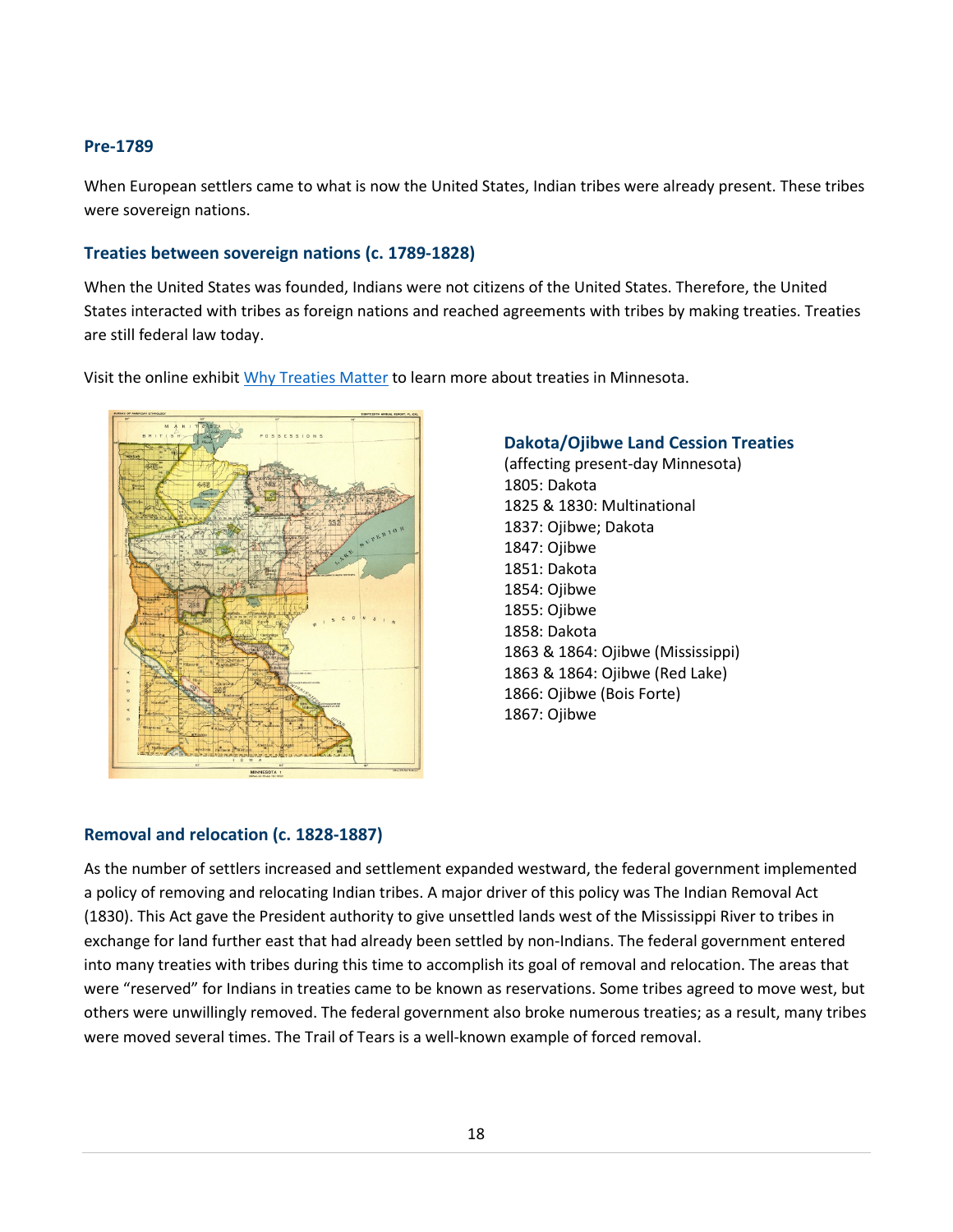### Pre-1789

When European settlers came to what is now the United States, Indian tribes were already present. These tribes were sovereign nations.

### Treaties between sovereign nations (c. 1789-1828)

When the United States was founded, Indians were not citizens of the United States. Therefore, the United States interacted with tribes as foreign nations and reached agreements with tribes by making treaties. Treaties are still federal law today.

Visit the online exhibit Why Treaties Matter to learn more about treaties in Minnesota.

#### Dakota/Ojibwe Land Cession Treaties

(affecting present-day Minnesota)

1805: Dakota
1825 & 1830: Multinational
1837: Ojibwe; Dakota
1847: Ojibwe
1851: Dakota
1854: Ojibwe
1855: Ojibwe
1858: Dakota
1863 & 1864: Ojibwe (Mississippi)
1863 & 1864: Ojibwe (Red Lake)
1866: Ojibwe (Bois Forte)
1867: Ojibwe

### Removal and relocation (c. 1828-1887)

As the number of settlers increased and settlement expanded westward, the federal government implemented a policy of removing and relocating Indian tribes. A major driver of this policy was The Indian Removal Act (1830). This Act gave the President authority to give unsettled lands west of the Mississippi River to tribes in exchange for land further east that had already been settled by non-Indians. The federal government entered into many treaties with tribes during this time to accomplish its goal of removal and relocation. The areas that were "reserved" for Indians in treaties came to be known as reservations. Some tribes agreed to move west, but others were unwillingly removed. The federal government also broke numerous treaties; as a result, many tribes were moved several times. The Trail of Tears is a well-known example of forced removal.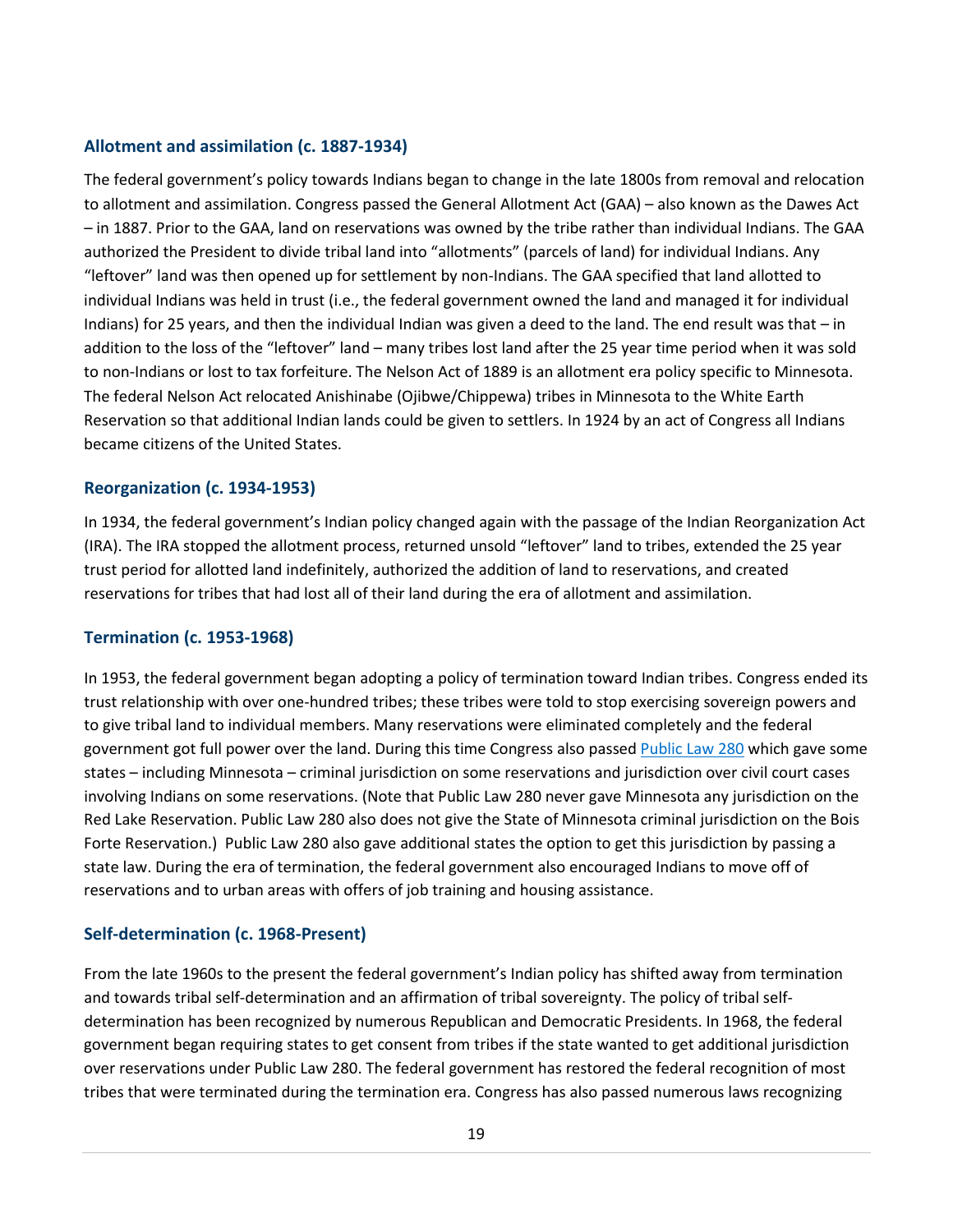### Allotment and assimilation (c. 1887-1934)

The federal government's policy towards Indians began to change in the late 1800s from removal and relocation to allotment and assimilation. Congress passed the General Allotment Act (GAA) – also known as the Dawes Act – in 1887. Prior to the GAA, land on reservations was owned by the tribe rather than individual Indians. The GAA authorized the President to divide tribal land into "allotments" (parcels of land) for individual Indians. Any "leftover" land was then opened up for settlement by non-Indians. The GAA specified that land allotted to individual Indians was held in trust (i.e., the federal government owned the land and managed it for individual Indians) for 25 years, and then the individual Indian was given a deed to the land. The end result was that – in addition to the loss of the "leftover" land – many tribes lost land after the 25 year time period when it was sold to non-Indians or lost to tax forfeiture. The Nelson Act of 1889 is an allotment era policy specific to Minnesota. The federal Nelson Act relocated Anishinabe (Ojibwe/Chippewa) tribes in Minnesota to the White Earth Reservation so that additional Indian lands could be given to settlers. In 1924 by an act of Congress all Indians became citizens of the United States.

### Reorganization (c. 1934-1953)

In 1934, the federal government's Indian policy changed again with the passage of the Indian Reorganization Act (IRA). The IRA stopped the allotment process, returned unsold "leftover" land to tribes, extended the 25 year trust period for allotted land indefinitely, authorized the addition of land to reservations, and created reservations for tribes that had lost all of their land during the era of allotment and assimilation.

### Termination (c. 1953-1968)

In 1953, the federal government began adopting a policy of termination toward Indian tribes. Congress ended its trust relationship with over one-hundred tribes; these tribes were told to stop exercising sovereign powers and to give tribal land to individual members. Many reservations were eliminated completely and the federal government got full power over the land. During this time Congress also passed [Public Law 280](Public Law 280) which gave some states – including Minnesota – criminal jurisdiction on some reservations and jurisdiction over civil court cases involving Indians on some reservations. (Note that Public Law 280 never gave Minnesota any jurisdiction on the Red Lake Reservation. Public Law 280 also does not give the State of Minnesota criminal jurisdiction on the Bois Forte Reservation.) Public Law 280 also gave additional states the option to get this jurisdiction by passing a state law. During the era of termination, the federal government also encouraged Indians to move off of reservations and to urban areas with offers of job training and housing assistance.

### Self-determination (c. 1968-Present)

From the late 1960s to the present the federal government's Indian policy has shifted away from termination and towards tribal self-determination and an affirmation of tribal sovereignty. The policy of tribal self-determination has been recognized by numerous Republican and Democratic Presidents. In 1968, the federal government began requiring states to get consent from tribes if the state wanted to get additional jurisdiction over reservations under Public Law 280. The federal government has restored the federal recognition of most tribes that were terminated during the termination era. Congress has also passed numerous laws recognizing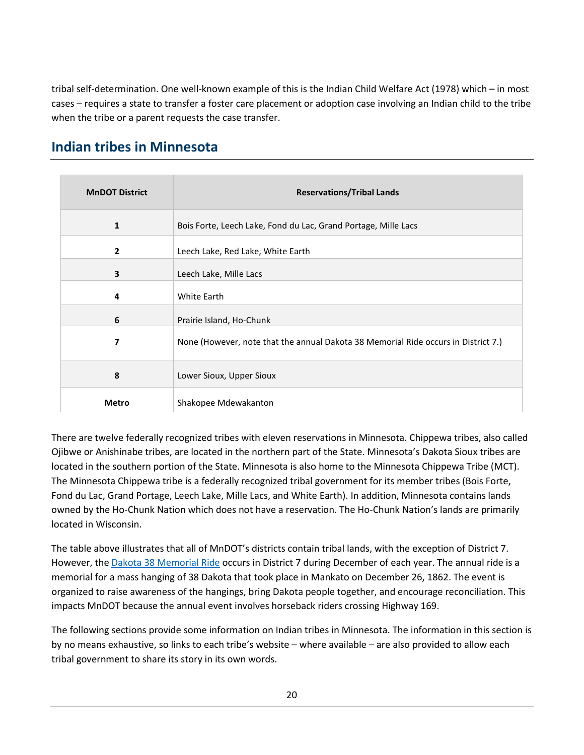tribal self-determination. One well-known example of this is the Indian Child Welfare Act (1978) which – in most cases – requires a state to transfer a foster care placement or adoption case involving an Indian child to the tribe when the tribe or a parent requests the case transfer.

## Indian tribes in Minnesota

| MnDOT District | Reservations/Tribal Lands |
|---|---|
| **1** | Bois Forte, Leech Lake, Fond du Lac, Grand Portage, Mille Lacs |
| **2** | Leech Lake, Red Lake, White Earth |
| **3** | Leech Lake, Mille Lacs |
| **4** | White Earth |
| **6** | Prairie Island, Ho-Chunk |
| **7** | None (However, note that the annual Dakota 38 Memorial Ride occurs in District 7.) |
| **8** | Lower Sioux, Upper Sioux |
| **Metro** | Shakopee Mdewakanton |

There are twelve federally recognized tribes with eleven reservations in Minnesota. Chippewa tribes, also called Ojibwe or Anishinabe tribes, are located in the northern part of the State. Minnesota's Dakota Sioux tribes are located in the southern portion of the State. Minnesota is also home to the Minnesota Chippewa Tribe (MCT). The Minnesota Chippewa tribe is a federally recognized tribal government for its member tribes (Bois Forte, Fond du Lac, Grand Portage, Leech Lake, Mille Lacs, and White Earth). In addition, Minnesota contains lands owned by the Ho-Chunk Nation which does not have a reservation. The Ho-Chunk Nation's lands are primarily located in Wisconsin.

The table above illustrates that all of MnDOT's districts contain tribal lands, with the exception of District 7. However, the Dakota 38 Memorial Ride occurs in District 7 during December of each year. The annual ride is a memorial for a mass hanging of 38 Dakota that took place in Mankato on December 26, 1862. The event is organized to raise awareness of the hangings, bring Dakota people together, and encourage reconciliation. This impacts MnDOT because the annual event involves horseback riders crossing Highway 169.

The following sections provide some information on Indian tribes in Minnesota. The information in this section is by no means exhaustive, so links to each tribe's website – where available – are also provided to allow each tribal government to share its story in its own words.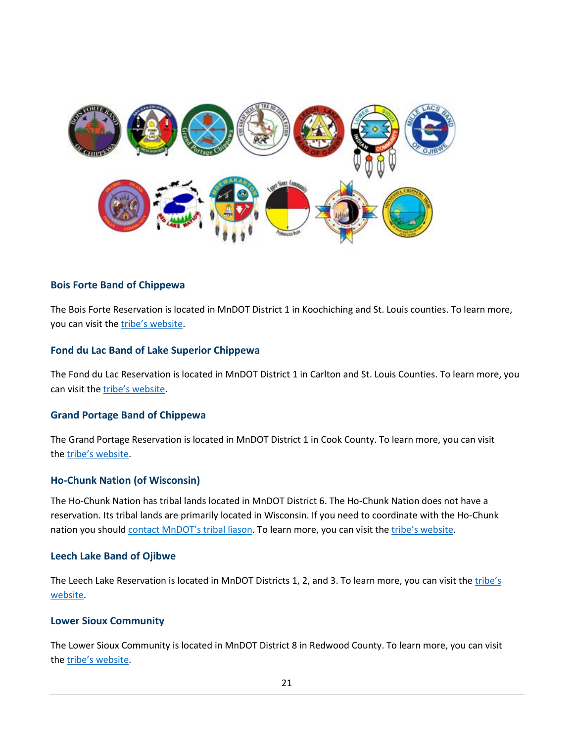### Bois Forte Band of Chippewa

The Bois Forte Reservation is located in MnDOT District 1 in Koochiching and St. Louis counties. To learn more, you can visit the tribe's website.

### Fond du Lac Band of Lake Superior Chippewa

The Fond du Lac Reservation is located in MnDOT District 1 in Carlton and St. Louis Counties. To learn more, you can visit the tribe's website.

### Grand Portage Band of Chippewa

The Grand Portage Reservation is located in MnDOT District 1 in Cook County. To learn more, you can visit the tribe's website.

### Ho-Chunk Nation (of Wisconsin)

The Ho-Chunk Nation has tribal lands located in MnDOT District 6. The Ho-Chunk Nation does not have a reservation. Its tribal lands are primarily located in Wisconsin. If you need to coordinate with the Ho-Chunk nation you should contact MnDOT's tribal liason. To learn more, you can visit the tribe's website.

### Leech Lake Band of Ojibwe

The Leech Lake Reservation is located in MnDOT Districts 1, 2, and 3. To learn more, you can visit the tribe's website.

### Lower Sioux Community

The Lower Sioux Community is located in MnDOT District 8 in Redwood County. To learn more, you can visit the tribe's website.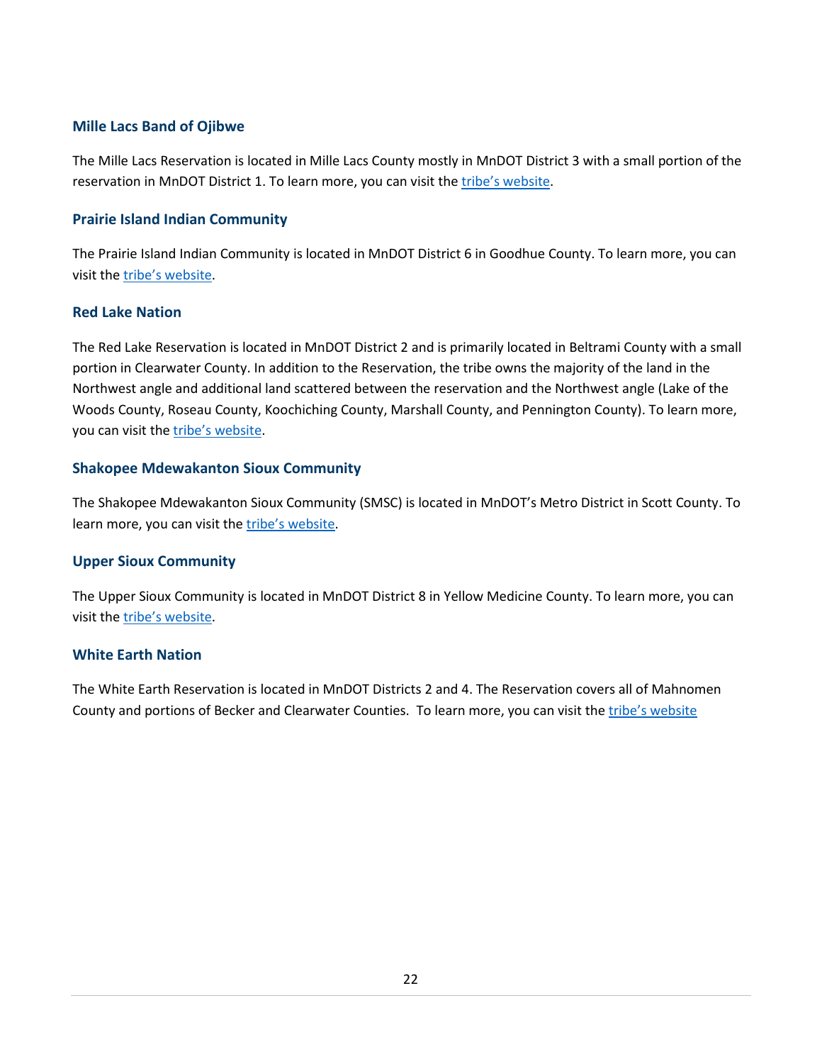### Mille Lacs Band of Ojibwe

The Mille Lacs Reservation is located in Mille Lacs County mostly in MnDOT District 3 with a small portion of the reservation in MnDOT District 1. To learn more, you can visit the tribe's website.

### Prairie Island Indian Community

The Prairie Island Indian Community is located in MnDOT District 6 in Goodhue County. To learn more, you can visit the tribe's website.

### Red Lake Nation

The Red Lake Reservation is located in MnDOT District 2 and is primarily located in Beltrami County with a small portion in Clearwater County. In addition to the Reservation, the tribe owns the majority of the land in the Northwest angle and additional land scattered between the reservation and the Northwest angle (Lake of the Woods County, Roseau County, Koochiching County, Marshall County, and Pennington County). To learn more, you can visit the tribe's website.

### Shakopee Mdewakanton Sioux Community

The Shakopee Mdewakanton Sioux Community (SMSC) is located in MnDOT's Metro District in Scott County. To learn more, you can visit the tribe's website.

### Upper Sioux Community

The Upper Sioux Community is located in MnDOT District 8 in Yellow Medicine County. To learn more, you can visit the tribe's website.

### White Earth Nation

The White Earth Reservation is located in MnDOT Districts 2 and 4. The Reservation covers all of Mahnomen County and portions of Becker and Clearwater Counties. To learn more, you can visit the tribe's website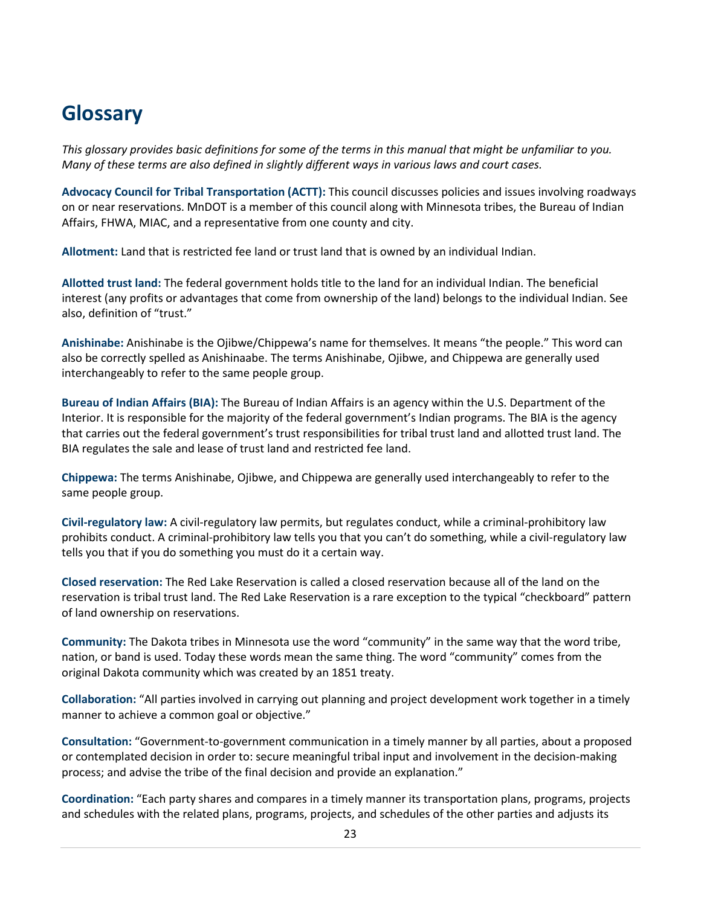# Glossary

*This glossary provides basic definitions for some of the terms in this manual that might be unfamiliar to you. Many of these terms are also defined in slightly different ways in various laws and court cases.*

**Advocacy Council for Tribal Transportation (ACTT):** This council discusses policies and issues involving roadways on or near reservations. MnDOT is a member of this council along with Minnesota tribes, the Bureau of Indian Affairs, FHWA, MIAC, and a representative from one county and city.

**Allotment:** Land that is restricted fee land or trust land that is owned by an individual Indian.

**Allotted trust land:** The federal government holds title to the land for an individual Indian. The beneficial interest (any profits or advantages that come from ownership of the land) belongs to the individual Indian. See also, definition of "trust."

**Anishinabe:** Anishinabe is the Ojibwe/Chippewa's name for themselves. It means "the people." This word can also be correctly spelled as Anishinaabe. The terms Anishinabe, Ojibwe, and Chippewa are generally used interchangeably to refer to the same people group.

**Bureau of Indian Affairs (BIA):** The Bureau of Indian Affairs is an agency within the U.S. Department of the Interior. It is responsible for the majority of the federal government's Indian programs. The BIA is the agency that carries out the federal government's trust responsibilities for tribal trust land and allotted trust land. The BIA regulates the sale and lease of trust land and restricted fee land.

**Chippewa:** The terms Anishinabe, Ojibwe, and Chippewa are generally used interchangeably to refer to the same people group.

**Civil-regulatory law:** A civil-regulatory law permits, but regulates conduct, while a criminal-prohibitory law prohibits conduct. A criminal-prohibitory law tells you that you can't do something, while a civil-regulatory law tells you that if you do something you must do it a certain way.

**Closed reservation:** The Red Lake Reservation is called a closed reservation because all of the land on the reservation is tribal trust land. The Red Lake Reservation is a rare exception to the typical "checkboard" pattern of land ownership on reservations.

**Community:** The Dakota tribes in Minnesota use the word "community" in the same way that the word tribe, nation, or band is used. Today these words mean the same thing. The word "community" comes from the original Dakota community which was created by an 1851 treaty.

**Collaboration:** "All parties involved in carrying out planning and project development work together in a timely manner to achieve a common goal or objective."

**Consultation:** "Government-to-government communication in a timely manner by all parties, about a proposed or contemplated decision in order to: secure meaningful tribal input and involvement in the decision-making process; and advise the tribe of the final decision and provide an explanation."

**Coordination:** "Each party shares and compares in a timely manner its transportation plans, programs, projects and schedules with the related plans, programs, projects, and schedules of the other parties and adjusts its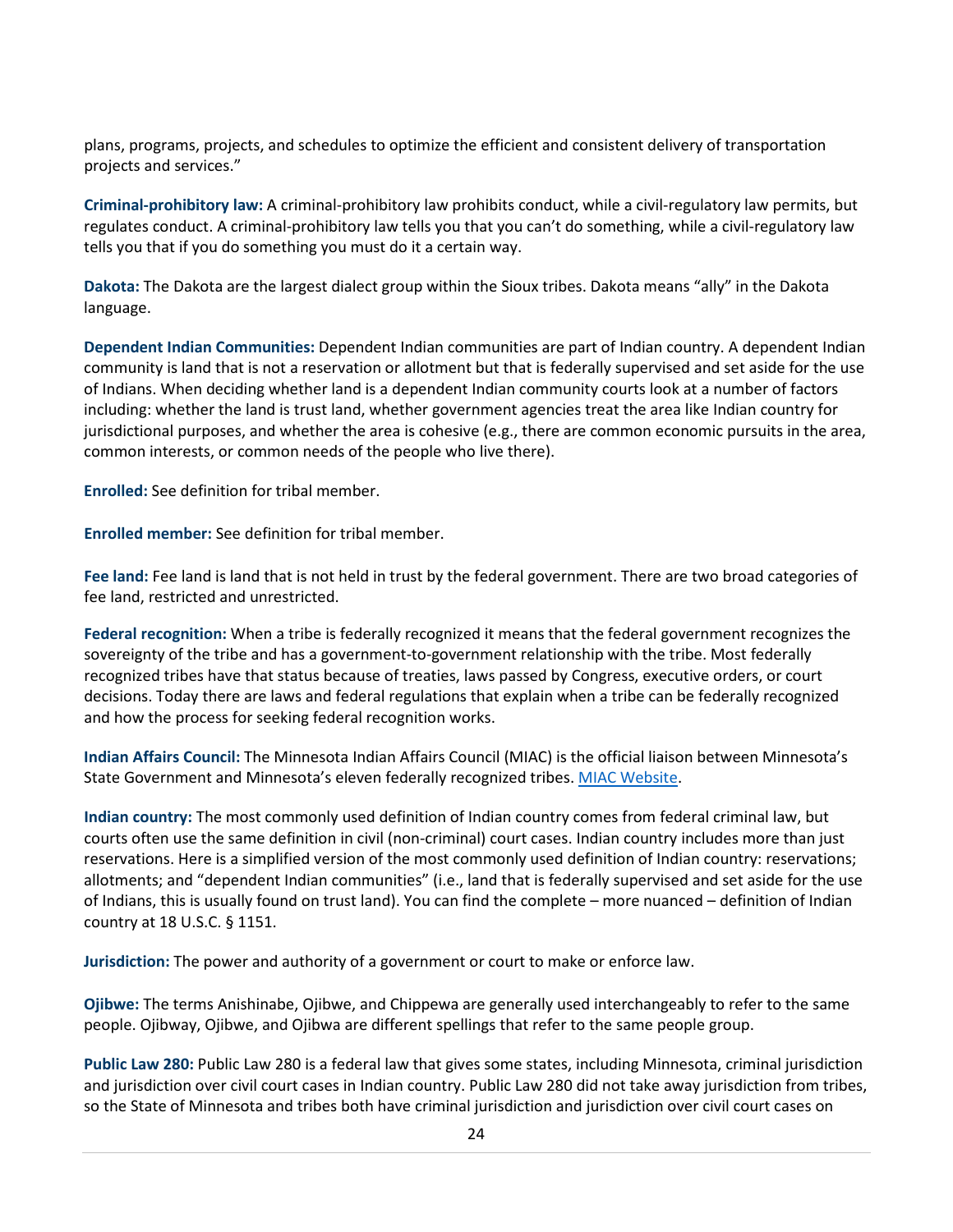plans, programs, projects, and schedules to optimize the efficient and consistent delivery of transportation projects and services."

**Criminal-prohibitory law:** A criminal-prohibitory law prohibits conduct, while a civil-regulatory law permits, but regulates conduct. A criminal-prohibitory law tells you that you can't do something, while a civil-regulatory law tells you that if you do something you must do it a certain way.

**Dakota:** The Dakota are the largest dialect group within the Sioux tribes. Dakota means "ally" in the Dakota language.

**Dependent Indian Communities:** Dependent Indian communities are part of Indian country. A dependent Indian community is land that is not a reservation or allotment but that is federally supervised and set aside for the use of Indians. When deciding whether land is a dependent Indian community courts look at a number of factors including: whether the land is trust land, whether government agencies treat the area like Indian country for jurisdictional purposes, and whether the area is cohesive (e.g., there are common economic pursuits in the area, common interests, or common needs of the people who live there).

**Enrolled:** See definition for tribal member.

**Enrolled member:** See definition for tribal member.

**Fee land:** Fee land is land that is not held in trust by the federal government. There are two broad categories of fee land, restricted and unrestricted.

**Federal recognition:** When a tribe is federally recognized it means that the federal government recognizes the sovereignty of the tribe and has a government-to-government relationship with the tribe. Most federally recognized tribes have that status because of treaties, laws passed by Congress, executive orders, or court decisions. Today there are laws and federal regulations that explain when a tribe can be federally recognized and how the process for seeking federal recognition works.

**Indian Affairs Council:** The Minnesota Indian Affairs Council (MIAC) is the official liaison between Minnesota's State Government and Minnesota's eleven federally recognized tribes. [MIAC Website](#).

**Indian country:** The most commonly used definition of Indian country comes from federal criminal law, but courts often use the same definition in civil (non-criminal) court cases. Indian country includes more than just reservations. Here is a simplified version of the most commonly used definition of Indian country: reservations; allotments; and "dependent Indian communities" (i.e., land that is federally supervised and set aside for the use of Indians, this is usually found on trust land). You can find the complete – more nuanced – definition of Indian country at 18 U.S.C. § 1151.

**Jurisdiction:** The power and authority of a government or court to make or enforce law.

**Ojibwe:** The terms Anishinabe, Ojibwe, and Chippewa are generally used interchangeably to refer to the same people. Ojibway, Ojibwe, and Ojibwa are different spellings that refer to the same people group.

**Public Law 280:** Public Law 280 is a federal law that gives some states, including Minnesota, criminal jurisdiction and jurisdiction over civil court cases in Indian country. Public Law 280 did not take away jurisdiction from tribes, so the State of Minnesota and tribes both have criminal jurisdiction and jurisdiction over civil court cases on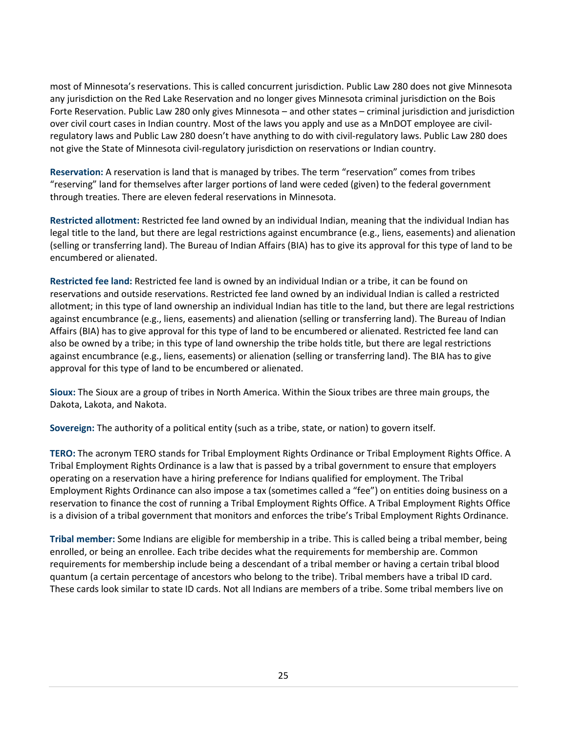most of Minnesota's reservations. This is called concurrent jurisdiction. Public Law 280 does not give Minnesota any jurisdiction on the Red Lake Reservation and no longer gives Minnesota criminal jurisdiction on the Bois Forte Reservation. Public Law 280 only gives Minnesota – and other states – criminal jurisdiction and jurisdiction over civil court cases in Indian country. Most of the laws you apply and use as a MnDOT employee are civil-regulatory laws and Public Law 280 doesn't have anything to do with civil-regulatory laws. Public Law 280 does not give the State of Minnesota civil-regulatory jurisdiction on reservations or Indian country.

**Reservation:** A reservation is land that is managed by tribes. The term "reservation" comes from tribes "reserving" land for themselves after larger portions of land were ceded (given) to the federal government through treaties. There are eleven federal reservations in Minnesota.

**Restricted allotment:** Restricted fee land owned by an individual Indian, meaning that the individual Indian has legal title to the land, but there are legal restrictions against encumbrance (e.g., liens, easements) and alienation (selling or transferring land). The Bureau of Indian Affairs (BIA) has to give its approval for this type of land to be encumbered or alienated.

**Restricted fee land:** Restricted fee land is owned by an individual Indian or a tribe, it can be found on reservations and outside reservations. Restricted fee land owned by an individual Indian is called a restricted allotment; in this type of land ownership an individual Indian has title to the land, but there are legal restrictions against encumbrance (e.g., liens, easements) and alienation (selling or transferring land). The Bureau of Indian Affairs (BIA) has to give approval for this type of land to be encumbered or alienated. Restricted fee land can also be owned by a tribe; in this type of land ownership the tribe holds title, but there are legal restrictions against encumbrance (e.g., liens, easements) or alienation (selling or transferring land). The BIA has to give approval for this type of land to be encumbered or alienated.

**Sioux:** The Sioux are a group of tribes in North America. Within the Sioux tribes are three main groups, the Dakota, Lakota, and Nakota.

**Sovereign:** The authority of a political entity (such as a tribe, state, or nation) to govern itself.

**TERO:** The acronym TERO stands for Tribal Employment Rights Ordinance or Tribal Employment Rights Office. A Tribal Employment Rights Ordinance is a law that is passed by a tribal government to ensure that employers operating on a reservation have a hiring preference for Indians qualified for employment. The Tribal Employment Rights Ordinance can also impose a tax (sometimes called a "fee") on entities doing business on a reservation to finance the cost of running a Tribal Employment Rights Office. A Tribal Employment Rights Office is a division of a tribal government that monitors and enforces the tribe's Tribal Employment Rights Ordinance.

**Tribal member:** Some Indians are eligible for membership in a tribe. This is called being a tribal member, being enrolled, or being an enrollee. Each tribe decides what the requirements for membership are. Common requirements for membership include being a descendant of a tribal member or having a certain tribal blood quantum (a certain percentage of ancestors who belong to the tribe). Tribal members have a tribal ID card. These cards look similar to state ID cards. Not all Indians are members of a tribe. Some tribal members live on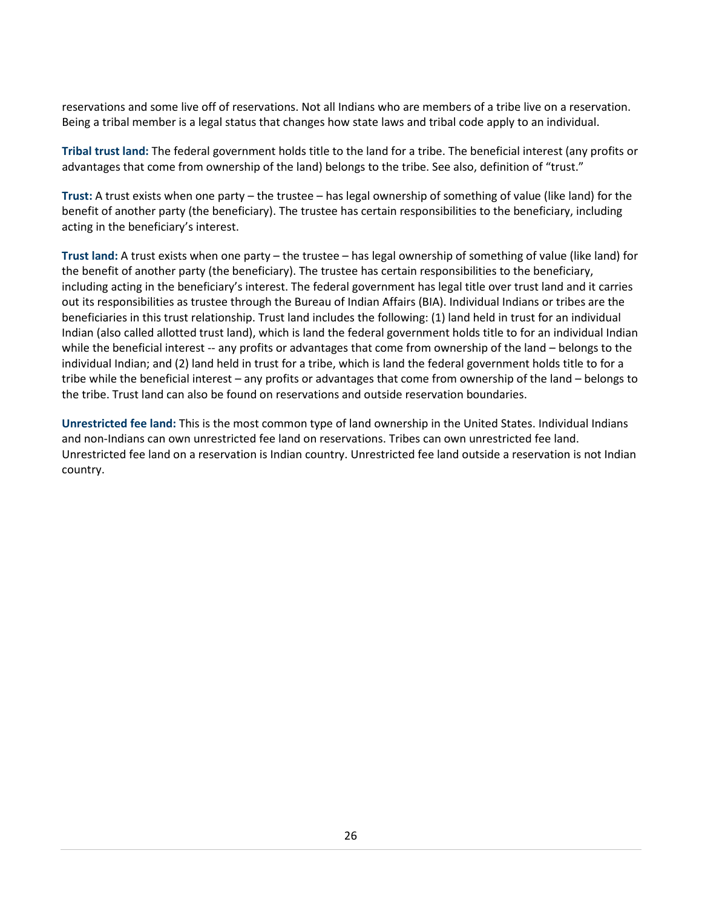reservations and some live off of reservations. Not all Indians who are members of a tribe live on a reservation. Being a tribal member is a legal status that changes how state laws and tribal code apply to an individual.

**Tribal trust land:** The federal government holds title to the land for a tribe. The beneficial interest (any profits or advantages that come from ownership of the land) belongs to the tribe. See also, definition of "trust."

**Trust:** A trust exists when one party – the trustee – has legal ownership of something of value (like land) for the benefit of another party (the beneficiary). The trustee has certain responsibilities to the beneficiary, including acting in the beneficiary's interest.

**Trust land:** A trust exists when one party – the trustee – has legal ownership of something of value (like land) for the benefit of another party (the beneficiary). The trustee has certain responsibilities to the beneficiary, including acting in the beneficiary's interest. The federal government has legal title over trust land and it carries out its responsibilities as trustee through the Bureau of Indian Affairs (BIA). Individual Indians or tribes are the beneficiaries in this trust relationship. Trust land includes the following: (1) land held in trust for an individual Indian (also called allotted trust land), which is land the federal government holds title to for an individual Indian while the beneficial interest -- any profits or advantages that come from ownership of the land – belongs to the individual Indian; and (2) land held in trust for a tribe, which is land the federal government holds title to for a tribe while the beneficial interest – any profits or advantages that come from ownership of the land – belongs to the tribe. Trust land can also be found on reservations and outside reservation boundaries.

**Unrestricted fee land:** This is the most common type of land ownership in the United States. Individual Indians and non-Indians can own unrestricted fee land on reservations. Tribes can own unrestricted fee land. Unrestricted fee land on a reservation is Indian country. Unrestricted fee land outside a reservation is not Indian country.